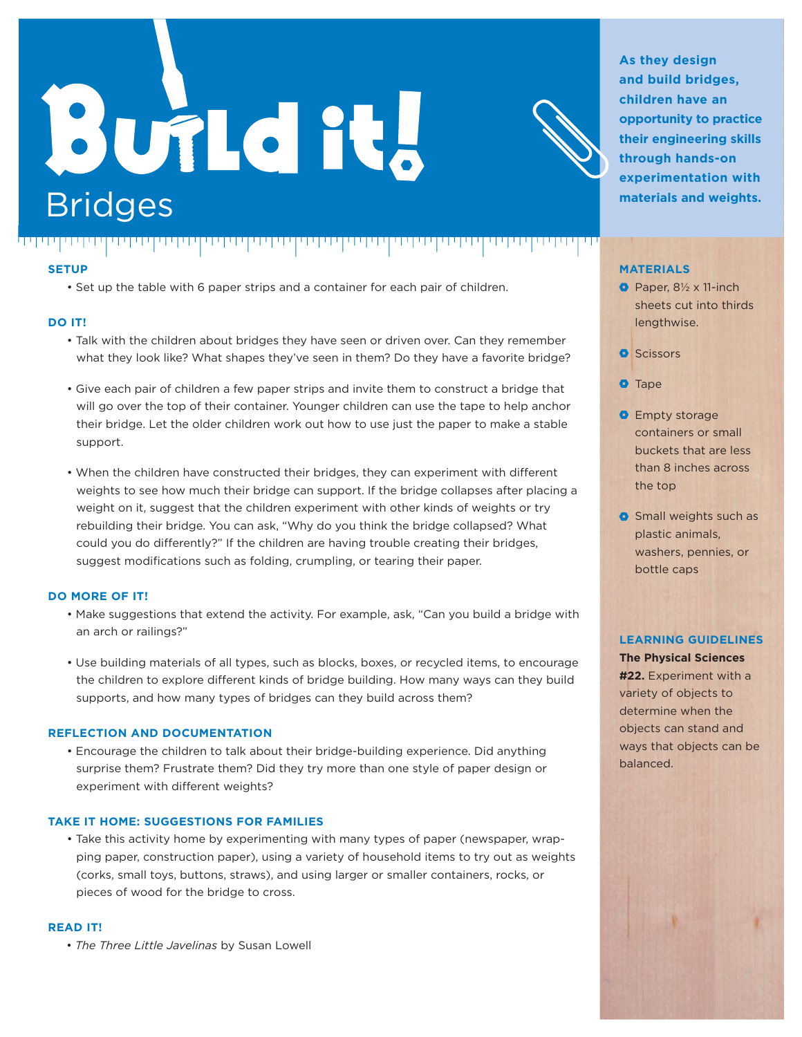# Build it!

## Bridges

**As they design and build bridges, children have an opportunity to practice their engineering skills through hands-on experimentation with materials and weights.**

### SETUP

- Set up the table with 6 paper strips and a container for each pair of children.

### DO IT!

- Talk with the children about bridges they have seen or driven over. Can they remember what they look like? What shapes they've seen in them? Do they have a favorite bridge?
- Give each pair of children a few paper strips and invite them to construct a bridge that will go over the top of their container. Younger children can use the tape to help anchor their bridge. Let the older children work out how to use just the paper to make a stable support.
- When the children have constructed their bridges, they can experiment with different weights to see how much their bridge can support. If the bridge collapses after placing a weight on it, suggest that the children experiment with other kinds of weights or try rebuilding their bridge. You can ask, "Why do you think the bridge collapsed? What could you do differently?" If the children are having trouble creating their bridges, suggest modifications such as folding, crumpling, or tearing their paper.

### DO MORE OF IT!

- Make suggestions that extend the activity. For example, ask, "Can you build a bridge with an arch or railings?"
- Use building materials of all types, such as blocks, boxes, or recycled items, to encourage the children to explore different kinds of bridge building. How many ways can they build supports, and how many types of bridges can they build across them?

### REFLECTION AND DOCUMENTATION

- Encourage the children to talk about their bridge-building experience. Did anything surprise them? Frustrate them? Did they try more than one style of paper design or experiment with different weights?

### TAKE IT HOME: SUGGESTIONS FOR FAMILIES

- Take this activity home by experimenting with many types of paper (newspaper, wrapping paper, construction paper), using a variety of household items to try out as weights (corks, small toys, buttons, straws), and using larger or smaller containers, rocks, or pieces of wood for the bridge to cross.

### READ IT!

- *The Three Little Javelinas* by Susan Lowell

### MATERIALS

- Paper, 8½ x 11-inch sheets cut into thirds lengthwise.
- Scissors
- Tape
- Empty storage containers or small buckets that are less than 8 inches across the top
- Small weights such as plastic animals, washers, pennies, or bottle caps

### LEARNING GUIDELINES

**The Physical Sciences**

**#22.** Experiment with a variety of objects to determine when the objects can stand and ways that objects can be balanced.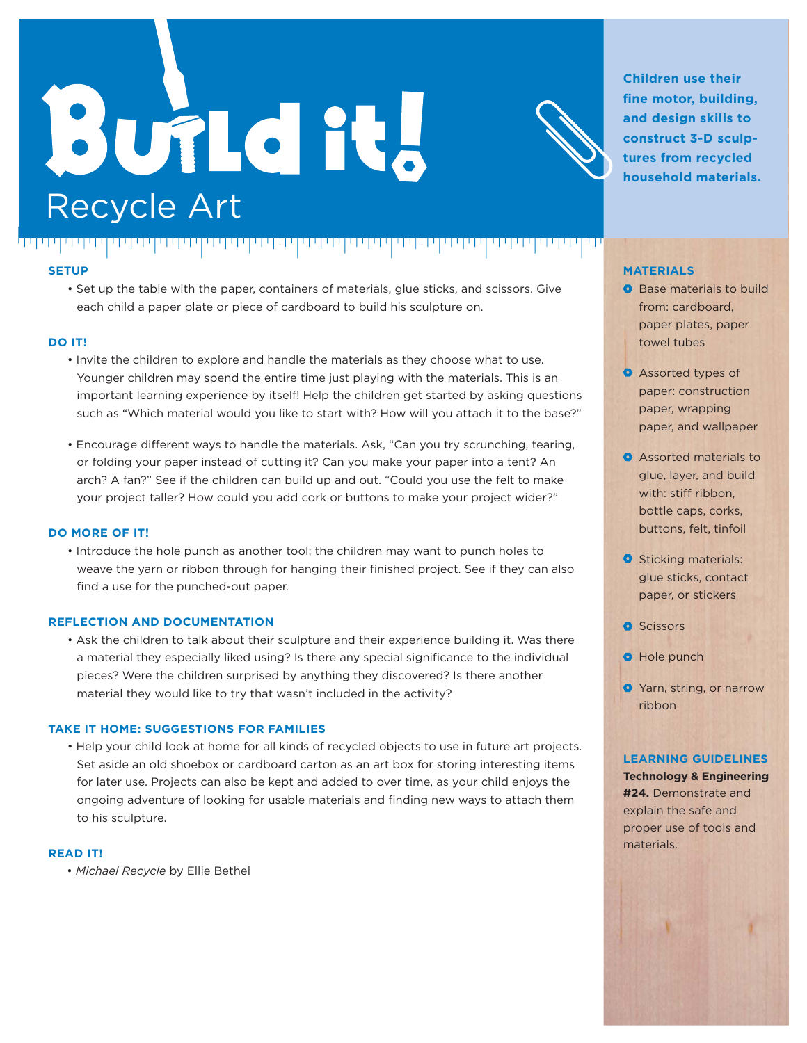# Build it!

## Recycle Art

**Children use their fine motor, building, and design skills to construct 3-D sculptures from recycled household materials.**

### SETUP

- Set up the table with the paper, containers of materials, glue sticks, and scissors. Give each child a paper plate or piece of cardboard to build his sculpture on.

### DO IT!

- Invite the children to explore and handle the materials as they choose what to use. Younger children may spend the entire time just playing with the materials. This is an important learning experience by itself! Help the children get started by asking questions such as "Which material would you like to start with? How will you attach it to the base?"

- Encourage different ways to handle the materials. Ask, "Can you try scrunching, tearing, or folding your paper instead of cutting it? Can you make your paper into a tent? An arch? A fan?" See if the children can build up and out. "Could you use the felt to make your project taller? How could you add cork or buttons to make your project wider?"

### DO MORE OF IT!

- Introduce the hole punch as another tool; the children may want to punch holes to weave the yarn or ribbon through for hanging their finished project. See if they can also find a use for the punched-out paper.

### REFLECTION AND DOCUMENTATION

- Ask the children to talk about their sculpture and their experience building it. Was there a material they especially liked using? Is there any special significance to the individual pieces? Were the children surprised by anything they discovered? Is there another material they would like to try that wasn't included in the activity?

### TAKE IT HOME: SUGGESTIONS FOR FAMILIES

- Help your child look at home for all kinds of recycled objects to use in future art projects. Set aside an old shoebox or cardboard carton as an art box for storing interesting items for later use. Projects can also be kept and added to over time, as your child enjoys the ongoing adventure of looking for usable materials and finding new ways to attach them to his sculpture.

### READ IT!

- *Michael Recycle* by Ellie Bethel

### MATERIALS

- Base materials to build from: cardboard, paper plates, paper towel tubes
- Assorted types of paper: construction paper, wrapping paper, and wallpaper
- Assorted materials to glue, layer, and build with: stiff ribbon, bottle caps, corks, buttons, felt, tinfoil
- Sticking materials: glue sticks, contact paper, or stickers
- Scissors
- Hole punch
- Yarn, string, or narrow ribbon

### LEARNING GUIDELINES

**Technology & Engineering #24.** Demonstrate and explain the safe and proper use of tools and materials.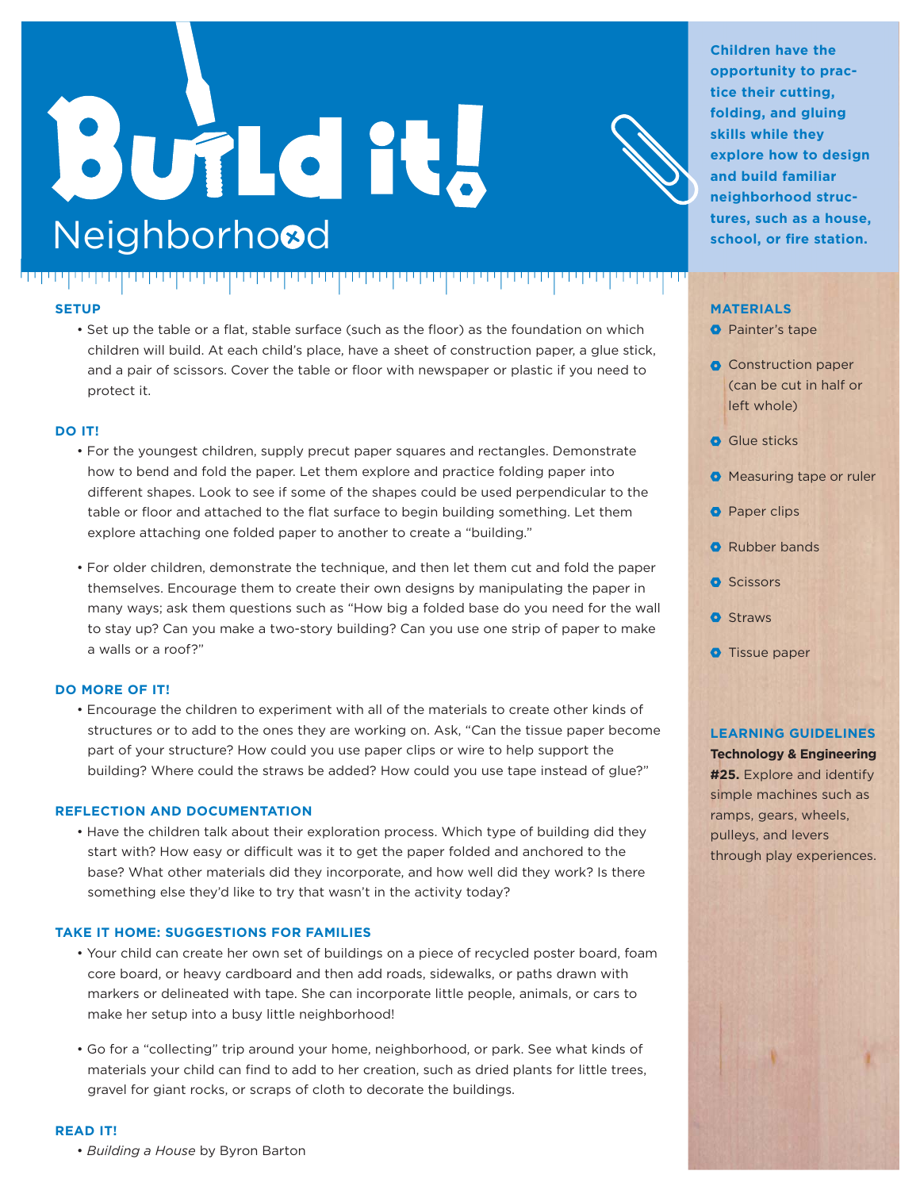# Build it!

## Neighborhood

**Children have the opportunity to practice their cutting, folding, and gluing skills while they explore how to design and build familiar neighborhood structures, such as a house, school, or fire station.**

### SETUP

- Set up the table or a flat, stable surface (such as the floor) as the foundation on which children will build. At each child's place, have a sheet of construction paper, a glue stick, and a pair of scissors. Cover the table or floor with newspaper or plastic if you need to protect it.

### DO IT!

- For the youngest children, supply precut paper squares and rectangles. Demonstrate how to bend and fold the paper. Let them explore and practice folding paper into different shapes. Look to see if some of the shapes could be used perpendicular to the table or floor and attached to the flat surface to begin building something. Let them explore attaching one folded paper to another to create a "building."
- For older children, demonstrate the technique, and then let them cut and fold the paper themselves. Encourage them to create their own designs by manipulating the paper in many ways; ask them questions such as "How big a folded base do you need for the wall to stay up? Can you make a two-story building? Can you use one strip of paper to make a walls or a roof?"

### DO MORE OF IT!

- Encourage the children to experiment with all of the materials to create other kinds of structures or to add to the ones they are working on. Ask, "Can the tissue paper become part of your structure? How could you use paper clips or wire to help support the building? Where could the straws be added? How could you use tape instead of glue?"

### REFLECTION AND DOCUMENTATION

- Have the children talk about their exploration process. Which type of building did they start with? How easy or difficult was it to get the paper folded and anchored to the base? What other materials did they incorporate, and how well did they work? Is there something else they'd like to try that wasn't in the activity today?

### TAKE IT HOME: SUGGESTIONS FOR FAMILIES

- Your child can create her own set of buildings on a piece of recycled poster board, foam core board, or heavy cardboard and then add roads, sidewalks, or paths drawn with markers or delineated with tape. She can incorporate little people, animals, or cars to make her setup into a busy little neighborhood!
- Go for a "collecting" trip around your home, neighborhood, or park. See what kinds of materials your child can find to add to her creation, such as dried plants for little trees, gravel for giant rocks, or scraps of cloth to decorate the buildings.

### READ IT!

- *Building a House* by Byron Barton

### MATERIALS

- Painter's tape
- Construction paper (can be cut in half or left whole)
- Glue sticks
- Measuring tape or ruler
- Paper clips
- Rubber bands
- Scissors
- Straws
- Tissue paper

### LEARNING GUIDELINES

**Technology & Engineering #25.** Explore and identify simple machines such as ramps, gears, wheels, pulleys, and levers through play experiences.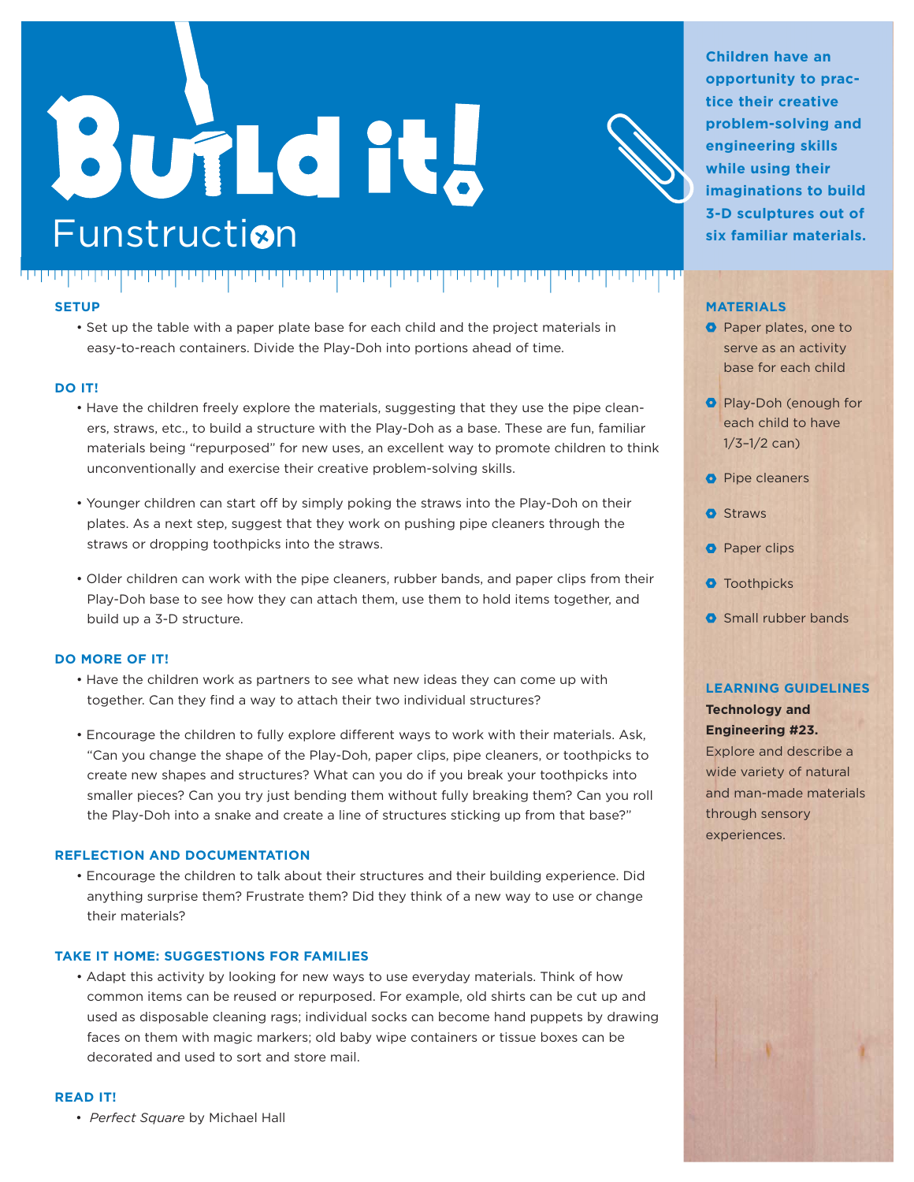# Build it!

## Funstruction

**Children have an opportunity to practice their creative problem-solving and engineering skills while using their imaginations to build 3-D sculptures out of six familiar materials.**

### SETUP

- Set up the table with a paper plate base for each child and the project materials in easy-to-reach containers. Divide the Play-Doh into portions ahead of time.

### DO IT!

- Have the children freely explore the materials, suggesting that they use the pipe cleaners, straws, etc., to build a structure with the Play-Doh as a base. These are fun, familiar materials being "repurposed" for new uses, an excellent way to promote children to think unconventionally and exercise their creative problem-solving skills.
- Younger children can start off by simply poking the straws into the Play-Doh on their plates. As a next step, suggest that they work on pushing pipe cleaners through the straws or dropping toothpicks into the straws.
- Older children can work with the pipe cleaners, rubber bands, and paper clips from their Play-Doh base to see how they can attach them, use them to hold items together, and build up a 3-D structure.

### DO MORE OF IT!

- Have the children work as partners to see what new ideas they can come up with together. Can they find a way to attach their two individual structures?
- Encourage the children to fully explore different ways to work with their materials. Ask, "Can you change the shape of the Play-Doh, paper clips, pipe cleaners, or toothpicks to create new shapes and structures? What can you do if you break your toothpicks into smaller pieces? Can you try just bending them without fully breaking them? Can you roll the Play-Doh into a snake and create a line of structures sticking up from that base?"

### REFLECTION AND DOCUMENTATION

- Encourage the children to talk about their structures and their building experience. Did anything surprise them? Frustrate them? Did they think of a new way to use or change their materials?

### TAKE IT HOME: SUGGESTIONS FOR FAMILIES

- Adapt this activity by looking for new ways to use everyday materials. Think of how common items can be reused or repurposed. For example, old shirts can be cut up and used as disposable cleaning rags; individual socks can become hand puppets by drawing faces on them with magic markers; old baby wipe containers or tissue boxes can be decorated and used to sort and store mail.

### READ IT!

- *Perfect Square* by Michael Hall

### MATERIALS

- Paper plates, one to serve as an activity base for each child
- Play-Doh (enough for each child to have 1/3–1/2 can)
- Pipe cleaners
- Straws
- Paper clips
- Toothpicks
- Small rubber bands

### LEARNING GUIDELINES

**Technology and Engineering #23.**
Explore and describe a wide variety of natural and man-made materials through sensory experiences.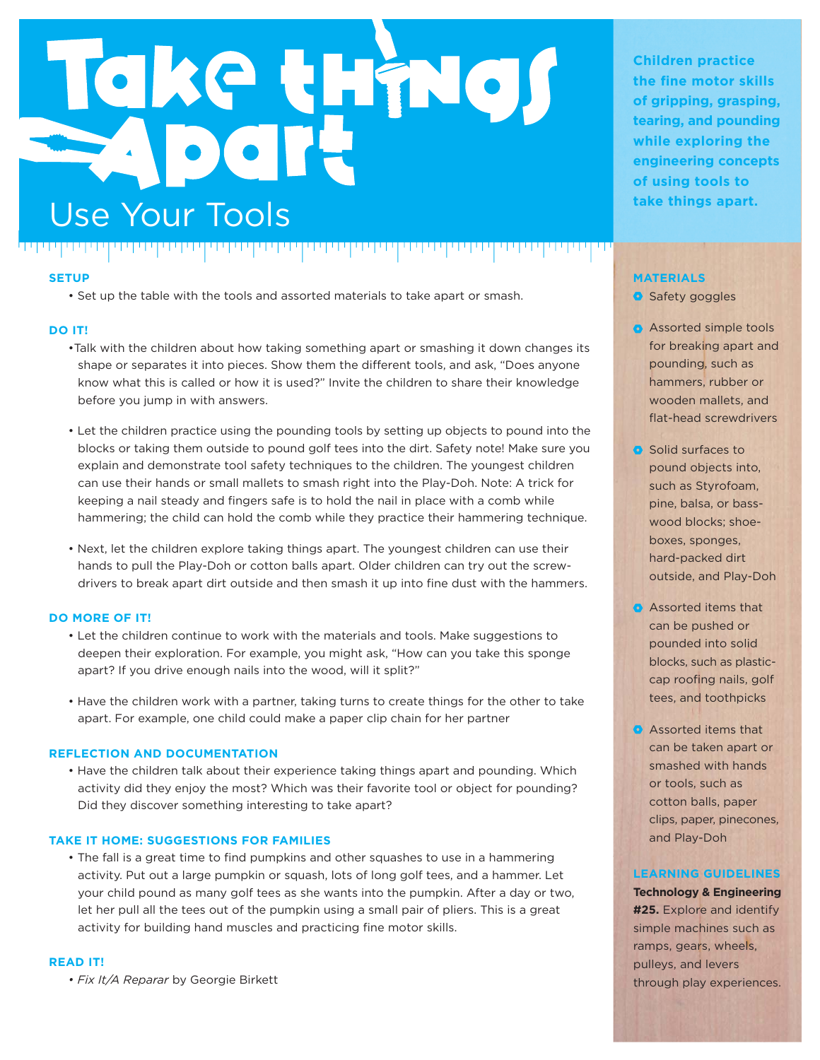# Take things Apart

## Use Your Tools

**Children practice the fine motor skills of gripping, grasping, tearing, and pounding while exploring the engineering concepts of using tools to take things apart.**

### SETUP

- Set up the table with the tools and assorted materials to take apart or smash.

### DO IT!

- Talk with the children about how taking something apart or smashing it down changes its shape or separates it into pieces. Show them the different tools, and ask, "Does anyone know what this is called or how it is used?" Invite the children to share their knowledge before you jump in with answers.
- Let the children practice using the pounding tools by setting up objects to pound into the blocks or taking them outside to pound golf tees into the dirt. Safety note! Make sure you explain and demonstrate tool safety techniques to the children. The youngest children can use their hands or small mallets to smash right into the Play-Doh. Note: A trick for keeping a nail steady and fingers safe is to hold the nail in place with a comb while hammering; the child can hold the comb while they practice their hammering technique.
- Next, let the children explore taking things apart. The youngest children can use their hands to pull the Play-Doh or cotton balls apart. Older children can try out the screwdrivers to break apart dirt outside and then smash it up into fine dust with the hammers.

### DO MORE OF IT!

- Let the children continue to work with the materials and tools. Make suggestions to deepen their exploration. For example, you might ask, "How can you take this sponge apart? If you drive enough nails into the wood, will it split?"
- Have the children work with a partner, taking turns to create things for the other to take apart. For example, one child could make a paper clip chain for her partner

### REFLECTION AND DOCUMENTATION

- Have the children talk about their experience taking things apart and pounding. Which activity did they enjoy the most? Which was their favorite tool or object for pounding? Did they discover something interesting to take apart?

### TAKE IT HOME: SUGGESTIONS FOR FAMILIES

- The fall is a great time to find pumpkins and other squashes to use in a hammering activity. Put out a large pumpkin or squash, lots of long golf tees, and a hammer. Let your child pound as many golf tees as she wants into the pumpkin. After a day or two, let her pull all the tees out of the pumpkin using a small pair of pliers. This is a great activity for building hand muscles and practicing fine motor skills.

### READ IT!

- *Fix It/A Reparar* by Georgie Birkett

### MATERIALS

- Safety goggles
- Assorted simple tools for breaking apart and pounding, such as hammers, rubber or wooden mallets, and flat-head screwdrivers
- Solid surfaces to pound objects into, such as Styrofoam, pine, balsa, or bass-wood blocks; shoe-boxes, sponges, hard-packed dirt outside, and Play-Doh
- Assorted items that can be pushed or pounded into solid blocks, such as plastic-cap roofing nails, golf tees, and toothpicks
- Assorted items that can be taken apart or smashed with hands or tools, such as cotton balls, paper clips, paper, pinecones, and Play-Doh

### LEARNING GUIDELINES

**Technology & Engineering #25.** Explore and identify simple machines such as ramps, gears, wheels, pulleys, and levers through play experiences.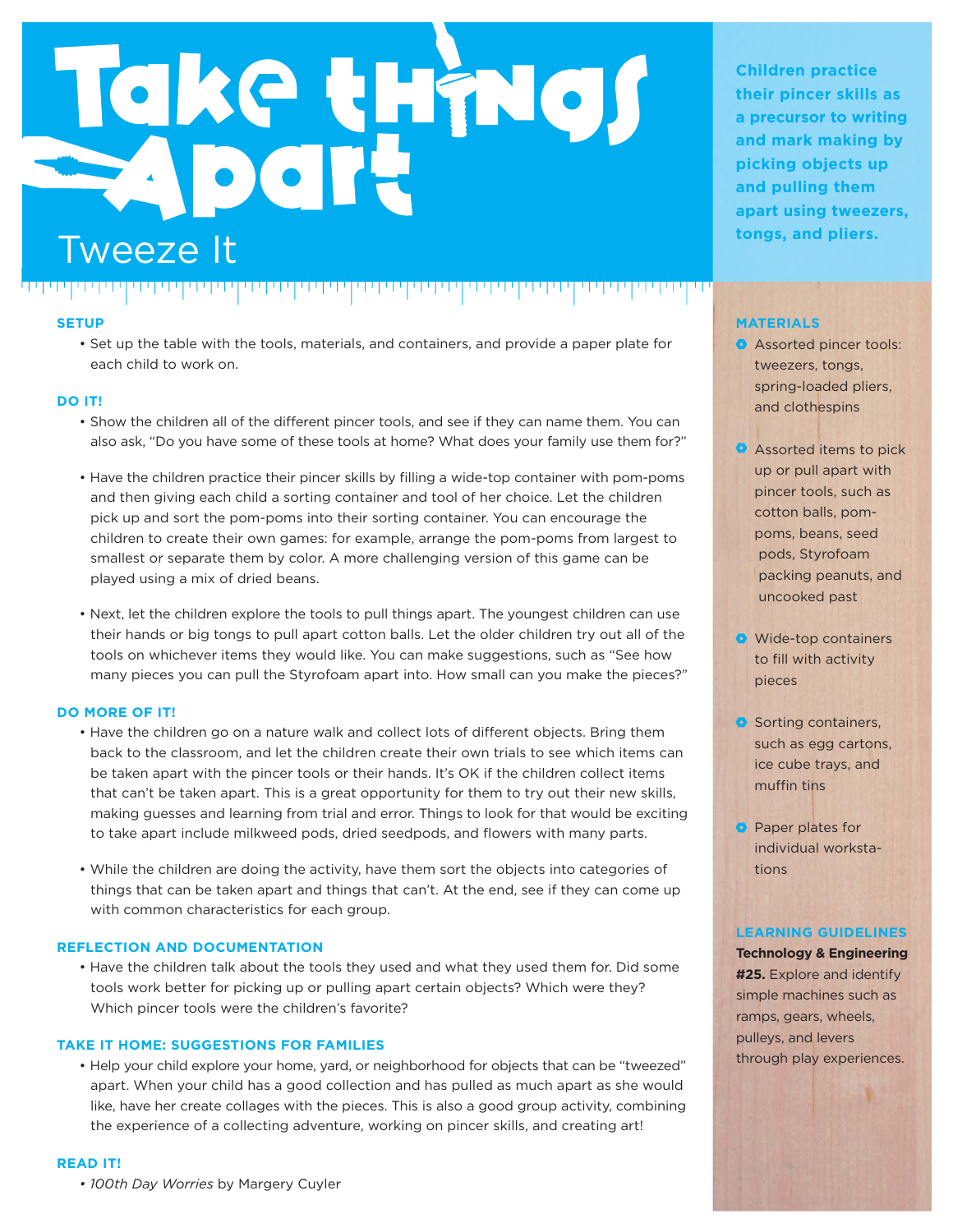# Take things Apart

## Tweeze It

**Children practice their pincer skills as a precursor to writing and mark making by picking objects up and pulling them apart using tweezers, tongs, and pliers.**

### SETUP

- Set up the table with the tools, materials, and containers, and provide a paper plate for each child to work on.

### DO IT!

- Show the children all of the different pincer tools, and see if they can name them. You can also ask, "Do you have some of these tools at home? What does your family use them for?"
- Have the children practice their pincer skills by filling a wide-top container with pom-poms and then giving each child a sorting container and tool of her choice. Let the children pick up and sort the pom-poms into their sorting container. You can encourage the children to create their own games: for example, arrange the pom-poms from largest to smallest or separate them by color. A more challenging version of this game can be played using a mix of dried beans.
- Next, let the children explore the tools to pull things apart. The youngest children can use their hands or big tongs to pull apart cotton balls. Let the older children try out all of the tools on whichever items they would like. You can make suggestions, such as "See how many pieces you can pull the Styrofoam apart into. How small can you make the pieces?"

### DO MORE OF IT!

- Have the children go on a nature walk and collect lots of different objects. Bring them back to the classroom, and let the children create their own trials to see which items can be taken apart with the pincer tools or their hands. It's OK if the children collect items that can't be taken apart. This is a great opportunity for them to try out their new skills, making guesses and learning from trial and error. Things to look for that would be exciting to take apart include milkweed pods, dried seedpods, and flowers with many parts.
- While the children are doing the activity, have them sort the objects into categories of things that can be taken apart and things that can't. At the end, see if they can come up with common characteristics for each group.

### REFLECTION AND DOCUMENTATION

- Have the children talk about the tools they used and what they used them for. Did some tools work better for picking up or pulling apart certain objects? Which were they? Which pincer tools were the children's favorite?

### TAKE IT HOME: SUGGESTIONS FOR FAMILIES

- Help your child explore your home, yard, or neighborhood for objects that can be "tweezed" apart. When your child has a good collection and has pulled as much apart as she would like, have her create collages with the pieces. This is also a good group activity, combining the experience of a collecting adventure, working on pincer skills, and creating art!

### READ IT!

- *100th Day Worries* by Margery Cuyler

### MATERIALS

- Assorted pincer tools: tweezers, tongs, spring-loaded pliers, and clothespins
- Assorted items to pick up or pull apart with pincer tools, such as cotton balls, pom-poms, beans, seed pods, Styrofoam packing peanuts, and uncooked past
- Wide-top containers to fill with activity pieces
- Sorting containers, such as egg cartons, ice cube trays, and muffin tins
- Paper plates for individual workstations

### LEARNING GUIDELINES

**Technology & Engineering #25.** Explore and identify simple machines such as ramps, gears, wheels, pulleys, and levers through play experiences.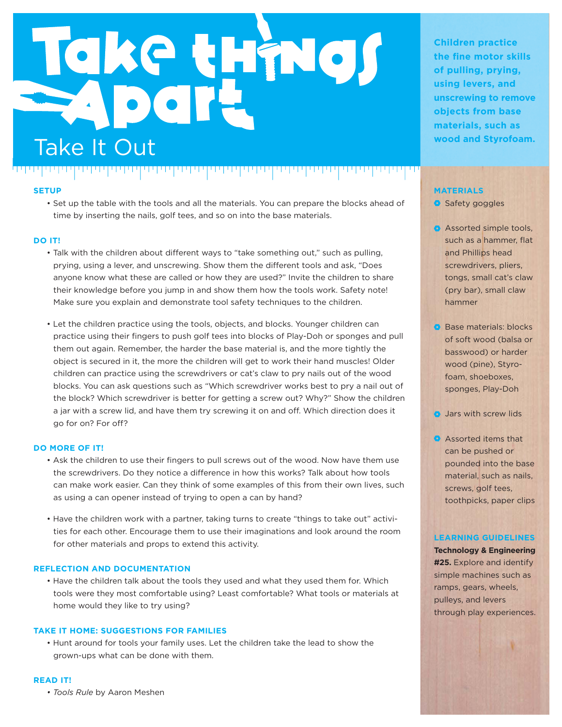# Take things Apart

## Take It Out

**Children practice the fine motor skills of pulling, prying, using levers, and unscrewing to remove objects from base materials, such as wood and Styrofoam.**

### SETUP

- Set up the table with the tools and all the materials. You can prepare the blocks ahead of time by inserting the nails, golf tees, and so on into the base materials.

### DO IT!

- Talk with the children about different ways to "take something out," such as pulling, prying, using a lever, and unscrewing. Show them the different tools and ask, "Does anyone know what these are called or how they are used?" Invite the children to share their knowledge before you jump in and show them how the tools work. Safety note! Make sure you explain and demonstrate tool safety techniques to the children.
- Let the children practice using the tools, objects, and blocks. Younger children can practice using their fingers to push golf tees into blocks of Play-Doh or sponges and pull them out again. Remember, the harder the base material is, and the more tightly the object is secured in it, the more the children will get to work their hand muscles! Older children can practice using the screwdrivers or cat's claw to pry nails out of the wood blocks. You can ask questions such as "Which screwdriver works best to pry a nail out of the block? Which screwdriver is better for getting a screw out? Why?" Show the children a jar with a screw lid, and have them try screwing it on and off. Which direction does it go for on? For off?

### DO MORE OF IT!

- Ask the children to use their fingers to pull screws out of the wood. Now have them use the screwdrivers. Do they notice a difference in how this works? Talk about how tools can make work easier. Can they think of some examples of this from their own lives, such as using a can opener instead of trying to open a can by hand?
- Have the children work with a partner, taking turns to create "things to take out" activities for each other. Encourage them to use their imaginations and look around the room for other materials and props to extend this activity.

### REFLECTION AND DOCUMENTATION

- Have the children talk about the tools they used and what they used them for. Which tools were they most comfortable using? Least comfortable? What tools or materials at home would they like to try using?

### TAKE IT HOME: SUGGESTIONS FOR FAMILIES

- Hunt around for tools your family uses. Let the children take the lead to show the grown-ups what can be done with them.

### READ IT!

- *Tools Rule* by Aaron Meshen

### MATERIALS

- Safety goggles
- Assorted simple tools, such as a hammer, flat and Phillips head screwdrivers, pliers, tongs, small cat's claw (pry bar), small claw hammer
- Base materials: blocks of soft wood (balsa or basswood) or harder wood (pine), Styrofoam, shoeboxes, sponges, Play-Doh
- Jars with screw lids
- Assorted items that can be pushed or pounded into the base material, such as nails, screws, golf tees, toothpicks, paper clips

### LEARNING GUIDELINES

**Technology & Engineering #25.** Explore and identify simple machines such as ramps, gears, wheels, pulleys, and levers through play experiences.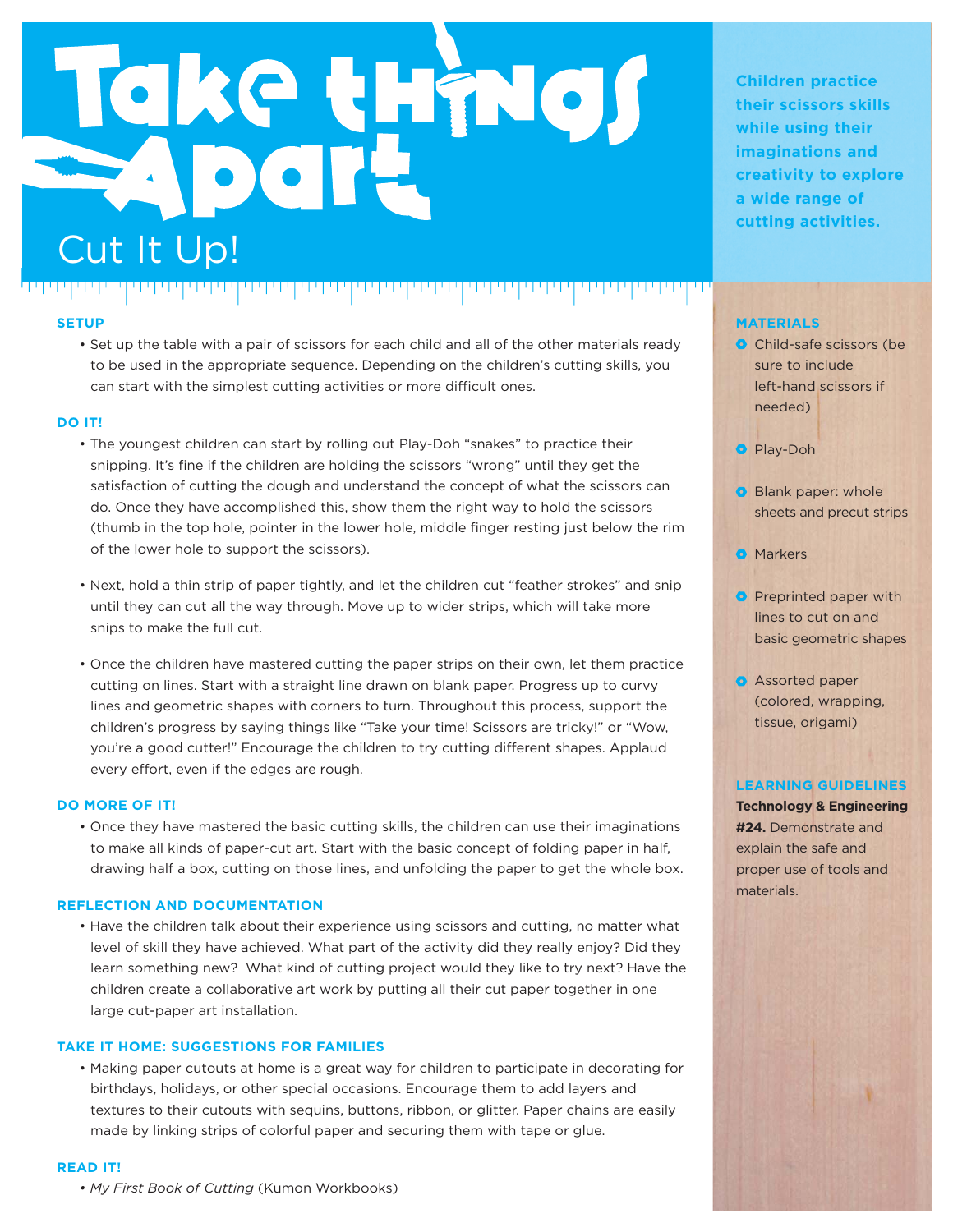# Take things Apart

## Cut It Up!

**Children practice their scissors skills while using their imaginations and creativity to explore a wide range of cutting activities.**

### SETUP

- Set up the table with a pair of scissors for each child and all of the other materials ready to be used in the appropriate sequence. Depending on the children's cutting skills, you can start with the simplest cutting activities or more difficult ones.

### DO IT!

- The youngest children can start by rolling out Play-Doh "snakes" to practice their snipping. It's fine if the children are holding the scissors "wrong" until they get the satisfaction of cutting the dough and understand the concept of what the scissors can do. Once they have accomplished this, show them the right way to hold the scissors (thumb in the top hole, pointer in the lower hole, middle finger resting just below the rim of the lower hole to support the scissors).

- Next, hold a thin strip of paper tightly, and let the children cut "feather strokes" and snip until they can cut all the way through. Move up to wider strips, which will take more snips to make the full cut.

- Once the children have mastered cutting the paper strips on their own, let them practice cutting on lines. Start with a straight line drawn on blank paper. Progress up to curvy lines and geometric shapes with corners to turn. Throughout this process, support the children's progress by saying things like "Take your time! Scissors are tricky!" or "Wow, you're a good cutter!" Encourage the children to try cutting different shapes. Applaud every effort, even if the edges are rough.

### DO MORE OF IT!

- Once they have mastered the basic cutting skills, the children can use their imaginations to make all kinds of paper-cut art. Start with the basic concept of folding paper in half, drawing half a box, cutting on those lines, and unfolding the paper to get the whole box.

### REFLECTION AND DOCUMENTATION

- Have the children talk about their experience using scissors and cutting, no matter what level of skill they have achieved. What part of the activity did they really enjoy? Did they learn something new? What kind of cutting project would they like to try next? Have the children create a collaborative art work by putting all their cut paper together in one large cut-paper art installation.

### TAKE IT HOME: SUGGESTIONS FOR FAMILIES

- Making paper cutouts at home is a great way for children to participate in decorating for birthdays, holidays, or other special occasions. Encourage them to add layers and textures to their cutouts with sequins, buttons, ribbon, or glitter. Paper chains are easily made by linking strips of colorful paper and securing them with tape or glue.

### READ IT!

- *My First Book of Cutting* (Kumon Workbooks)

### MATERIALS

- Child-safe scissors (be sure to include left-hand scissors if needed)
- Play-Doh
- Blank paper: whole sheets and precut strips
- Markers
- Preprinted paper with lines to cut on and basic geometric shapes
- Assorted paper (colored, wrapping, tissue, origami)

### LEARNING GUIDELINES

**Technology & Engineering #24.** Demonstrate and explain the safe and proper use of tools and materials.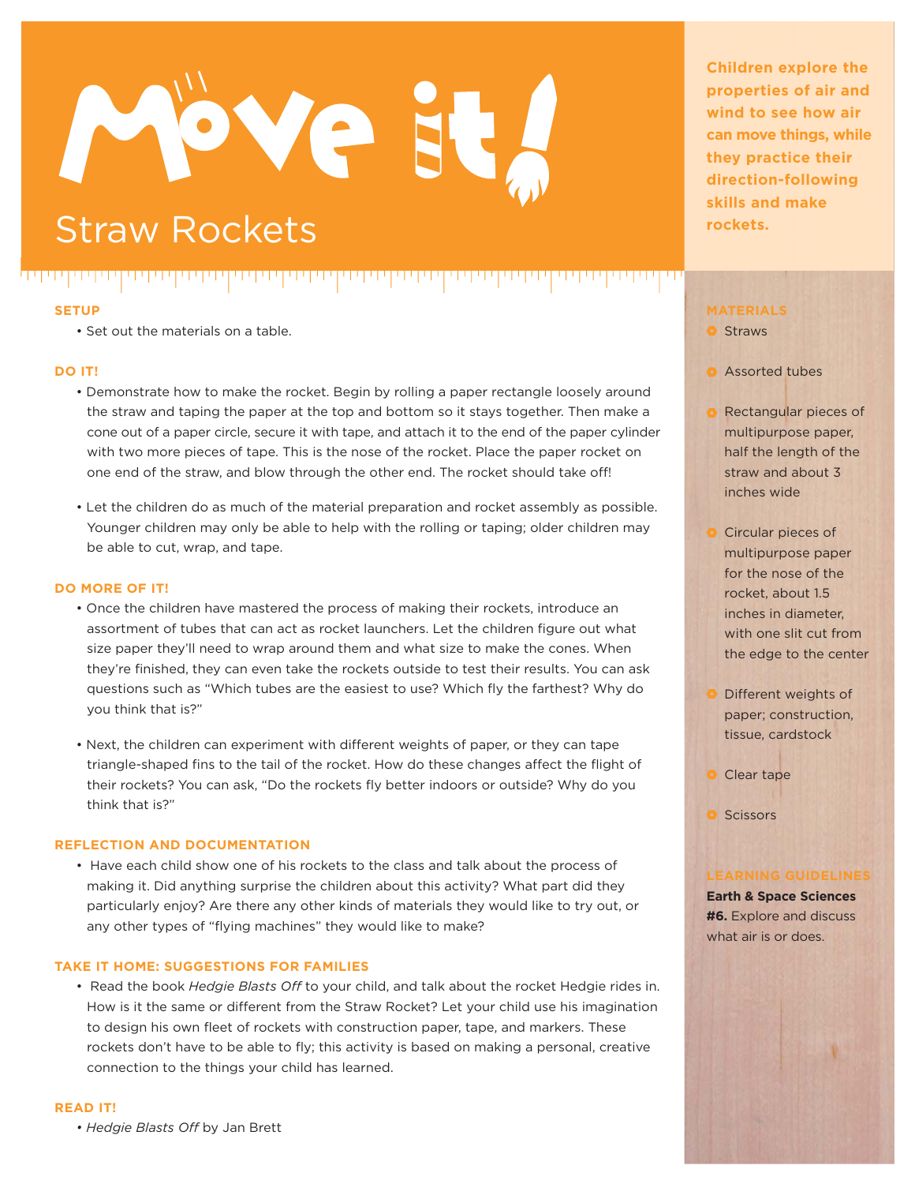# Move it!

## Straw Rockets

**Children explore the properties of air and wind to see how air can move things, while they practice their direction-following skills and make rockets.**

### SETUP

- Set out the materials on a table.

### DO IT!

- Demonstrate how to make the rocket. Begin by rolling a paper rectangle loosely around the straw and taping the paper at the top and bottom so it stays together. Then make a cone out of a paper circle, secure it with tape, and attach it to the end of the paper cylinder with two more pieces of tape. This is the nose of the rocket. Place the paper rocket on one end of the straw, and blow through the other end. The rocket should take off!

- Let the children do as much of the material preparation and rocket assembly as possible. Younger children may only be able to help with the rolling or taping; older children may be able to cut, wrap, and tape.

### DO MORE OF IT!

- Once the children have mastered the process of making their rockets, introduce an assortment of tubes that can act as rocket launchers. Let the children figure out what size paper they'll need to wrap around them and what size to make the cones. When they're finished, they can even take the rockets outside to test their results. You can ask questions such as "Which tubes are the easiest to use? Which fly the farthest? Why do you think that is?"

- Next, the children can experiment with different weights of paper, or they can tape triangle-shaped fins to the tail of the rocket. How do these changes affect the flight of their rockets? You can ask, "Do the rockets fly better indoors or outside? Why do you think that is?"

### REFLECTION AND DOCUMENTATION

- Have each child show one of his rockets to the class and talk about the process of making it. Did anything surprise the children about this activity? What part did they particularly enjoy? Are there any other kinds of materials they would like to try out, or any other types of "flying machines" they would like to make?

### TAKE IT HOME: SUGGESTIONS FOR FAMILIES

- Read the book *Hedgie Blasts Off* to your child, and talk about the rocket Hedgie rides in. How is it the same or different from the Straw Rocket? Let your child use his imagination to design his own fleet of rockets with construction paper, tape, and markers. These rockets don't have to be able to fly; this activity is based on making a personal, creative connection to the things your child has learned.

### READ IT!

- *Hedgie Blasts Off* by Jan Brett

### MATERIALS

- Straws
- Assorted tubes
- Rectangular pieces of multipurpose paper, half the length of the straw and about 3 inches wide
- Circular pieces of multipurpose paper for the nose of the rocket, about 1.5 inches in diameter, with one slit cut from the edge to the center
- Different weights of paper; construction, tissue, cardstock
- Clear tape
- Scissors

### LEARNING GUIDELINES

**Earth & Space Sciences #6.** Explore and discuss what air is or does.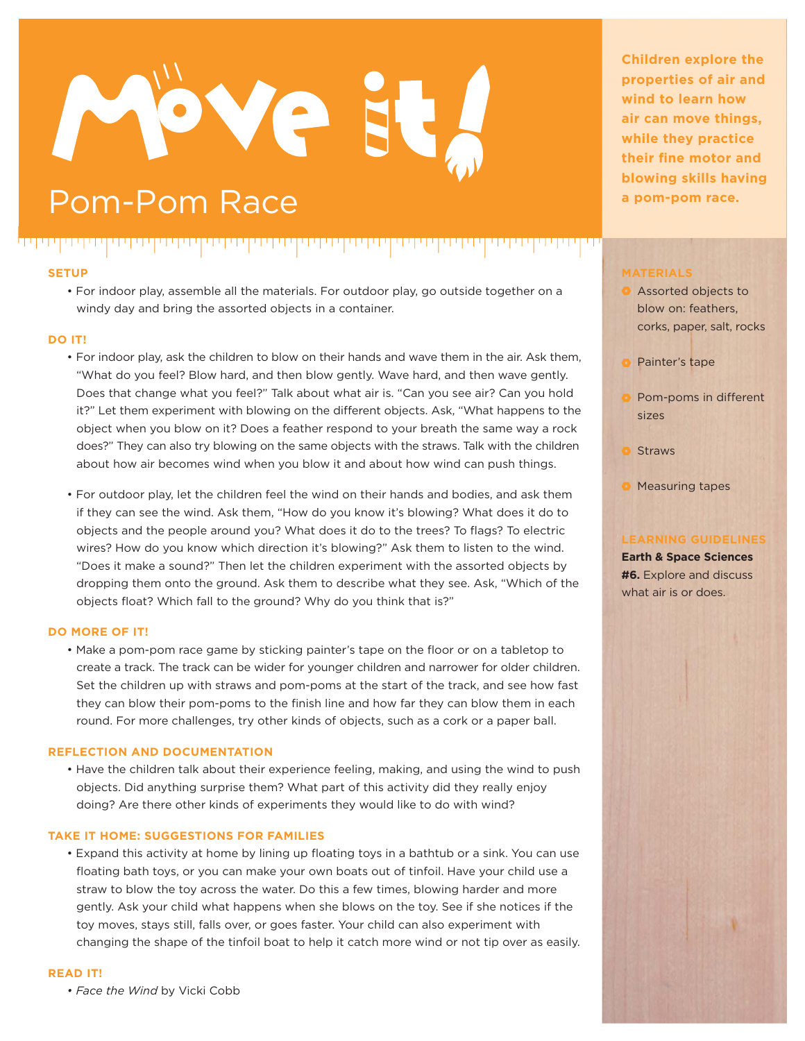# Move it!

## Pom-Pom Race

**Children explore the properties of air and wind to learn how air can move things, while they practice their fine motor and blowing skills having a pom-pom race.**

### SETUP

- For indoor play, assemble all the materials. For outdoor play, go outside together on a windy day and bring the assorted objects in a container.

### DO IT!

- For indoor play, ask the children to blow on their hands and wave them in the air. Ask them, "What do you feel? Blow hard, and then blow gently. Wave hard, and then wave gently. Does that change what you feel?" Talk about what air is. "Can you see air? Can you hold it?" Let them experiment with blowing on the different objects. Ask, "What happens to the object when you blow on it? Does a feather respond to your breath the same way a rock does?" They can also try blowing on the same objects with the straws. Talk with the children about how air becomes wind when you blow it and about how wind can push things.

- For outdoor play, let the children feel the wind on their hands and bodies, and ask them if they can see the wind. Ask them, "How do you know it's blowing? What does it do to objects and the people around you? What does it do to the trees? To flags? To electric wires? How do you know which direction it's blowing?" Ask them to listen to the wind. "Does it make a sound?" Then let the children experiment with the assorted objects by dropping them onto the ground. Ask them to describe what they see. Ask, "Which of the objects float? Which fall to the ground? Why do you think that is?"

### DO MORE OF IT!

- Make a pom-pom race game by sticking painter's tape on the floor or on a tabletop to create a track. The track can be wider for younger children and narrower for older children. Set the children up with straws and pom-poms at the start of the track, and see how fast they can blow their pom-poms to the finish line and how far they can blow them in each round. For more challenges, try other kinds of objects, such as a cork or a paper ball.

### REFLECTION AND DOCUMENTATION

- Have the children talk about their experience feeling, making, and using the wind to push objects. Did anything surprise them? What part of this activity did they really enjoy doing? Are there other kinds of experiments they would like to do with wind?

### TAKE IT HOME: SUGGESTIONS FOR FAMILIES

- Expand this activity at home by lining up floating toys in a bathtub or a sink. You can use floating bath toys, or you can make your own boats out of tinfoil. Have your child use a straw to blow the toy across the water. Do this a few times, blowing harder and more gently. Ask your child what happens when she blows on the toy. See if she notices if the toy moves, stays still, falls over, or goes faster. Your child can also experiment with changing the shape of the tinfoil boat to help it catch more wind or not tip over as easily.

### READ IT!

- *Face the Wind* by Vicki Cobb

### MATERIALS

- Assorted objects to blow on: feathers, corks, paper, salt, rocks
- Painter's tape
- Pom-poms in different sizes
- Straws
- Measuring tapes

### LEARNING GUIDELINES

**Earth & Space Sciences #6.** Explore and discuss what air is or does.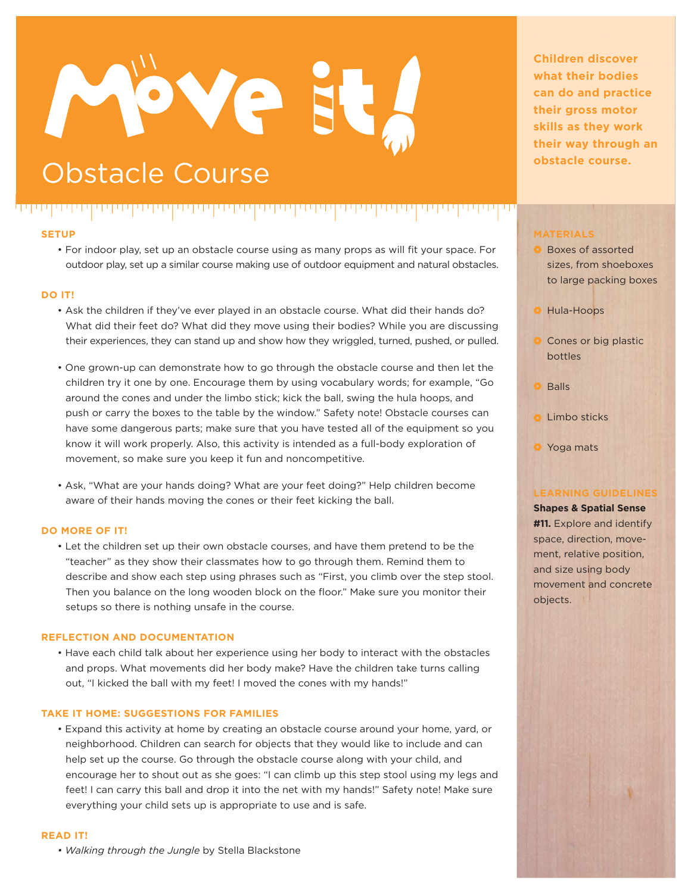# Move it!

## Obstacle Course

**Children discover what their bodies can do and practice their gross motor skills as they work their way through an obstacle course.**

### SETUP

- For indoor play, set up an obstacle course using as many props as will fit your space. For outdoor play, set up a similar course making use of outdoor equipment and natural obstacles.

### DO IT!

- Ask the children if they've ever played in an obstacle course. What did their hands do? What did their feet do? What did they move using their bodies? While you are discussing their experiences, they can stand up and show how they wriggled, turned, pushed, or pulled.
- One grown-up can demonstrate how to go through the obstacle course and then let the children try it one by one. Encourage them by using vocabulary words; for example, "Go around the cones and under the limbo stick; kick the ball, swing the hula hoops, and push or carry the boxes to the table by the window." Safety note! Obstacle courses can have some dangerous parts; make sure that you have tested all of the equipment so you know it will work properly. Also, this activity is intended as a full-body exploration of movement, so make sure you keep it fun and noncompetitive.
- Ask, "What are your hands doing? What are your feet doing?" Help children become aware of their hands moving the cones or their feet kicking the ball.

### DO MORE OF IT!

- Let the children set up their own obstacle courses, and have them pretend to be the "teacher" as they show their classmates how to go through them. Remind them to describe and show each step using phrases such as "First, you climb over the step stool. Then you balance on the long wooden block on the floor." Make sure you monitor their setups so there is nothing unsafe in the course.

### REFLECTION AND DOCUMENTATION

- Have each child talk about her experience using her body to interact with the obstacles and props. What movements did her body make? Have the children take turns calling out, "I kicked the ball with my feet! I moved the cones with my hands!"

### TAKE IT HOME: SUGGESTIONS FOR FAMILIES

- Expand this activity at home by creating an obstacle course around your home, yard, or neighborhood. Children can search for objects that they would like to include and can help set up the course. Go through the obstacle course along with your child, and encourage her to shout out as she goes: "I can climb up this step stool using my legs and feet! I can carry this ball and drop it into the net with my hands!" Safety note! Make sure everything your child sets up is appropriate to use and is safe.

### READ IT!

- *Walking through the Jungle* by Stella Blackstone

### MATERIALS

- Boxes of assorted sizes, from shoeboxes to large packing boxes
- Hula-Hoops
- Cones or big plastic bottles
- Balls
- Limbo sticks
- Yoga mats

### LEARNING GUIDELINES

**Shapes & Spatial Sense**

**#11.** Explore and identify space, direction, movement, relative position, and size using body movement and concrete objects.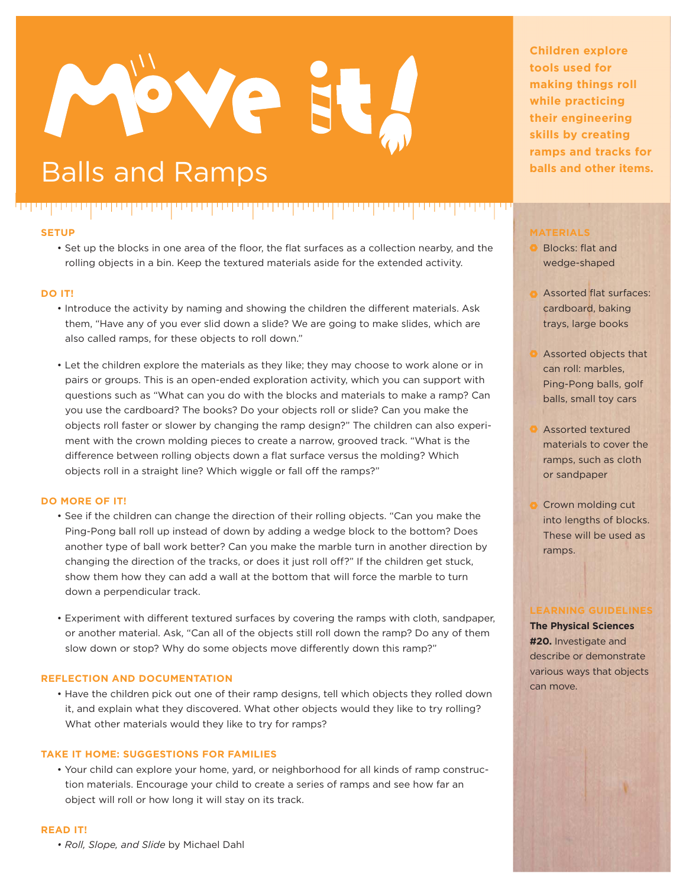# Move it!

## Balls and Ramps

**Children explore tools used for making things roll while practicing their engineering skills by creating ramps and tracks for balls and other items.**

### SETUP

- Set up the blocks in one area of the floor, the flat surfaces as a collection nearby, and the rolling objects in a bin. Keep the textured materials aside for the extended activity.

### DO IT!

- Introduce the activity by naming and showing the children the different materials. Ask them, "Have any of you ever slid down a slide? We are going to make slides, which are also called ramps, for these objects to roll down."
- Let the children explore the materials as they like; they may choose to work alone or in pairs or groups. This is an open-ended exploration activity, which you can support with questions such as "What can you do with the blocks and materials to make a ramp? Can you use the cardboard? The books? Do your objects roll or slide? Can you make the objects roll faster or slower by changing the ramp design?" The children can also experiment with the crown molding pieces to create a narrow, grooved track. "What is the difference between rolling objects down a flat surface versus the molding? Which objects roll in a straight line? Which wiggle or fall off the ramps?"

### DO MORE OF IT!

- See if the children can change the direction of their rolling objects. "Can you make the Ping-Pong ball roll up instead of down by adding a wedge block to the bottom? Does another type of ball work better? Can you make the marble turn in another direction by changing the direction of the tracks, or does it just roll off?" If the children get stuck, show them how they can add a wall at the bottom that will force the marble to turn down a perpendicular track.
- Experiment with different textured surfaces by covering the ramps with cloth, sandpaper, or another material. Ask, "Can all of the objects still roll down the ramp? Do any of them slow down or stop? Why do some objects move differently down this ramp?"

### REFLECTION AND DOCUMENTATION

- Have the children pick out one of their ramp designs, tell which objects they rolled down it, and explain what they discovered. What other objects would they like to try rolling? What other materials would they like to try for ramps?

### TAKE IT HOME: SUGGESTIONS FOR FAMILIES

- Your child can explore your home, yard, or neighborhood for all kinds of ramp construction materials. Encourage your child to create a series of ramps and see how far an object will roll or how long it will stay on its track.

### READ IT!

- *Roll, Slope, and Slide* by Michael Dahl

### MATERIALS

- Blocks: flat and wedge-shaped
- Assorted flat surfaces: cardboard, baking trays, large books
- Assorted objects that can roll: marbles, Ping-Pong balls, golf balls, small toy cars
- Assorted textured materials to cover the ramps, such as cloth or sandpaper
- Crown molding cut into lengths of blocks. These will be used as ramps.

### LEARNING GUIDELINES

**The Physical Sciences**

**#20.** Investigate and describe or demonstrate various ways that objects can move.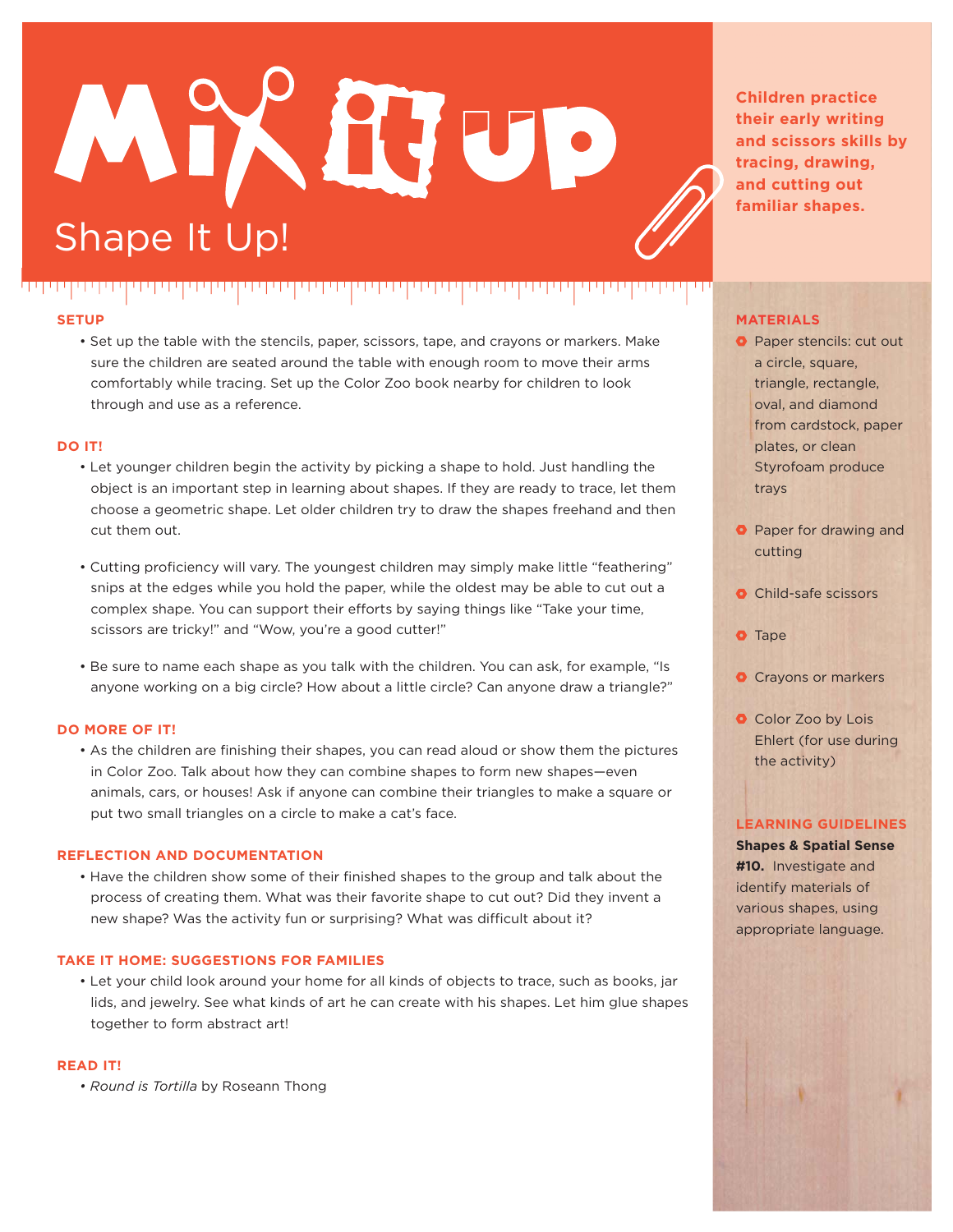# Mix it up

## Shape It Up!

**Children practice their early writing and scissors skills by tracing, drawing, and cutting out familiar shapes.**

### SETUP

- Set up the table with the stencils, paper, scissors, tape, and crayons or markers. Make sure the children are seated around the table with enough room to move their arms comfortably while tracing. Set up the Color Zoo book nearby for children to look through and use as a reference.

### DO IT!

- Let younger children begin the activity by picking a shape to hold. Just handling the object is an important step in learning about shapes. If they are ready to trace, let them choose a geometric shape. Let older children try to draw the shapes freehand and then cut them out.
- Cutting proficiency will vary. The youngest children may simply make little "feathering" snips at the edges while you hold the paper, while the oldest may be able to cut out a complex shape. You can support their efforts by saying things like "Take your time, scissors are tricky!" and "Wow, you're a good cutter!"
- Be sure to name each shape as you talk with the children. You can ask, for example, "Is anyone working on a big circle? How about a little circle? Can anyone draw a triangle?"

### DO MORE OF IT!

- As the children are finishing their shapes, you can read aloud or show them the pictures in Color Zoo. Talk about how they can combine shapes to form new shapes—even animals, cars, or houses! Ask if anyone can combine their triangles to make a square or put two small triangles on a circle to make a cat's face.

### REFLECTION AND DOCUMENTATION

- Have the children show some of their finished shapes to the group and talk about the process of creating them. What was their favorite shape to cut out? Did they invent a new shape? Was the activity fun or surprising? What was difficult about it?

### TAKE IT HOME: SUGGESTIONS FOR FAMILIES

- Let your child look around your home for all kinds of objects to trace, such as books, jar lids, and jewelry. See what kinds of art he can create with his shapes. Let him glue shapes together to form abstract art!

### READ IT!

- *Round is Tortilla* by Roseann Thong

### MATERIALS

- Paper stencils: cut out a circle, square, triangle, rectangle, oval, and diamond from cardstock, paper plates, or clean Styrofoam produce trays
- Paper for drawing and cutting
- Child-safe scissors
- Tape
- Crayons or markers
- Color Zoo by Lois Ehlert (for use during the activity)

### LEARNING GUIDELINES

**Shapes & Spatial Sense #10.** Investigate and identify materials of various shapes, using appropriate language.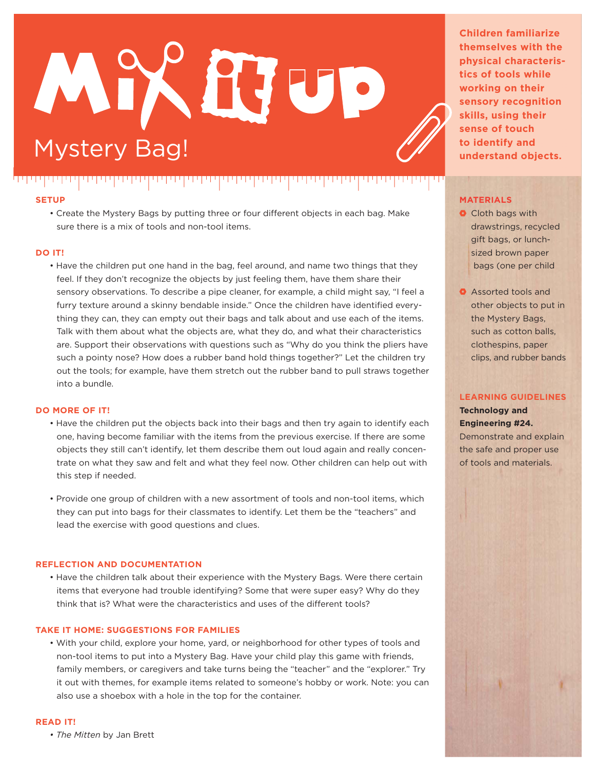# Mix it up

## Mystery Bag!

**Children familiarize themselves with the physical characteristics of tools while working on their sensory recognition skills, using their sense of touch to identify and understand objects.**

### SETUP

- Create the Mystery Bags by putting three or four different objects in each bag. Make sure there is a mix of tools and non-tool items.

### DO IT!

- Have the children put one hand in the bag, feel around, and name two things that they feel. If they don't recognize the objects by just feeling them, have them share their sensory observations. To describe a pipe cleaner, for example, a child might say, "I feel a furry texture around a skinny bendable inside." Once the children have identified everything they can, they can empty out their bags and talk about and use each of the items. Talk with them about what the objects are, what they do, and what their characteristics are. Support their observations with questions such as "Why do you think the pliers have such a pointy nose? How does a rubber band hold things together?" Let the children try out the tools; for example, have them stretch out the rubber band to pull straws together into a bundle.

### DO MORE OF IT!

- Have the children put the objects back into their bags and then try again to identify each one, having become familiar with the items from the previous exercise. If there are some objects they still can't identify, let them describe them out loud again and really concentrate on what they saw and felt and what they feel now. Other children can help out with this step if needed.

- Provide one group of children with a new assortment of tools and non-tool items, which they can put into bags for their classmates to identify. Let them be the "teachers" and lead the exercise with good questions and clues.

### REFLECTION AND DOCUMENTATION

- Have the children talk about their experience with the Mystery Bags. Were there certain items that everyone had trouble identifying? Some that were super easy? Why do they think that is? What were the characteristics and uses of the different tools?

### TAKE IT HOME: SUGGESTIONS FOR FAMILIES

- With your child, explore your home, yard, or neighborhood for other types of tools and non-tool items to put into a Mystery Bag. Have your child play this game with friends, family members, or caregivers and take turns being the "teacher" and the "explorer." Try it out with themes, for example items related to someone's hobby or work. Note: you can also use a shoebox with a hole in the top for the container.

### READ IT!

- *The Mitten* by Jan Brett

### MATERIALS

- Cloth bags with drawstrings, recycled gift bags, or lunch-sized brown paper bags (one per child
- Assorted tools and other objects to put in the Mystery Bags, such as cotton balls, clothespins, paper clips, and rubber bands

### LEARNING GUIDELINES

**Technology and Engineering #24.**
Demonstrate and explain the safe and proper use of tools and materials.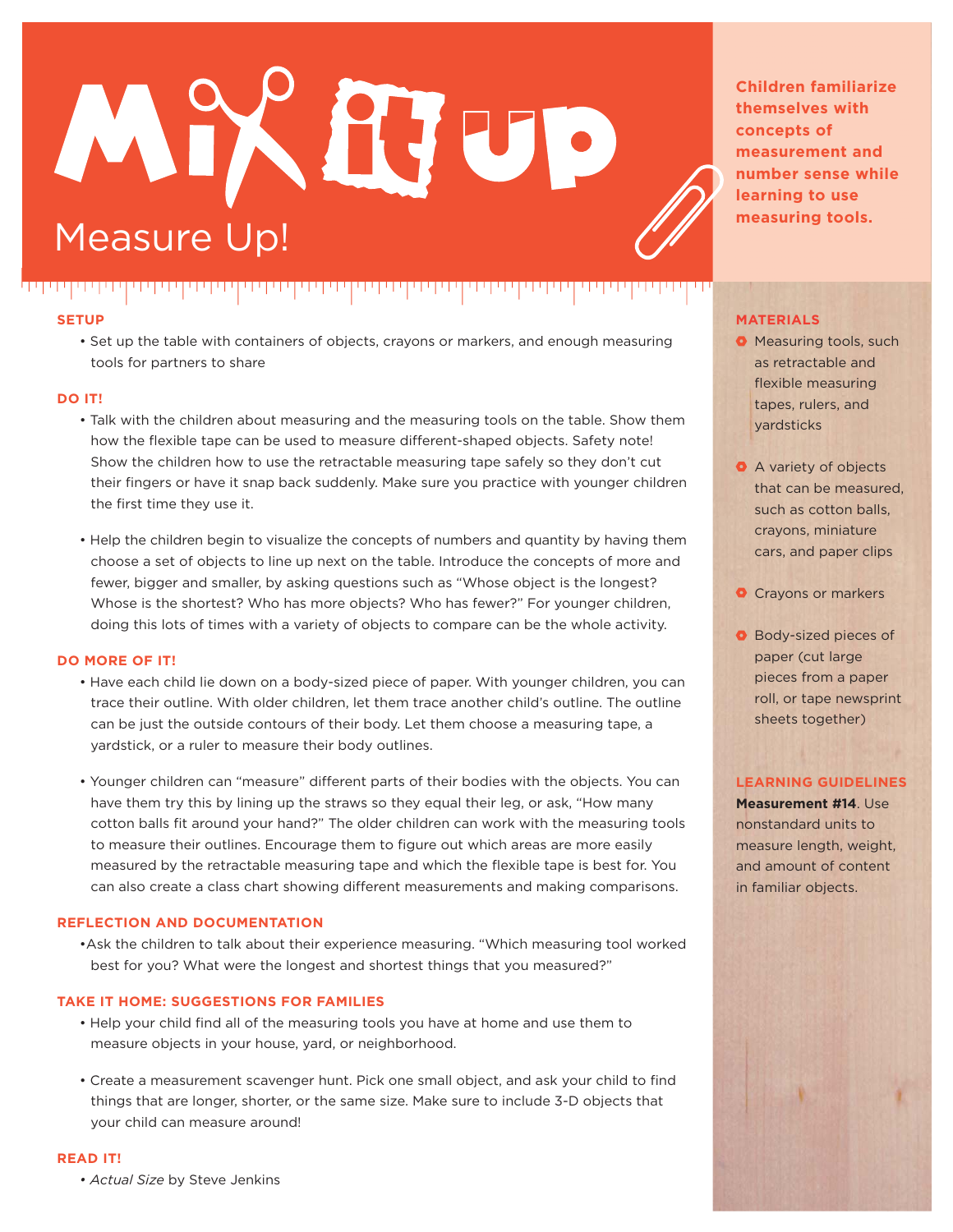# Mix it up

## Measure Up!

**Children familiarize themselves with concepts of measurement and number sense while learning to use measuring tools.**

### SETUP

- Set up the table with containers of objects, crayons or markers, and enough measuring tools for partners to share

### DO IT!

- Talk with the children about measuring and the measuring tools on the table. Show them how the flexible tape can be used to measure different-shaped objects. Safety note! Show the children how to use the retractable measuring tape safely so they don't cut their fingers or have it snap back suddenly. Make sure you practice with younger children the first time they use it.
- Help the children begin to visualize the concepts of numbers and quantity by having them choose a set of objects to line up next on the table. Introduce the concepts of more and fewer, bigger and smaller, by asking questions such as "Whose object is the longest? Whose is the shortest? Who has more objects? Who has fewer?" For younger children, doing this lots of times with a variety of objects to compare can be the whole activity.

### DO MORE OF IT!

- Have each child lie down on a body-sized piece of paper. With younger children, you can trace their outline. With older children, let them trace another child's outline. The outline can be just the outside contours of their body. Let them choose a measuring tape, a yardstick, or a ruler to measure their body outlines.
- Younger children can "measure" different parts of their bodies with the objects. You can have them try this by lining up the straws so they equal their leg, or ask, "How many cotton balls fit around your hand?" The older children can work with the measuring tools to measure their outlines. Encourage them to figure out which areas are more easily measured by the retractable measuring tape and which the flexible tape is best for. You can also create a class chart showing different measurements and making comparisons.

### REFLECTION AND DOCUMENTATION

- Ask the children to talk about their experience measuring. "Which measuring tool worked best for you? What were the longest and shortest things that you measured?"

### TAKE IT HOME: SUGGESTIONS FOR FAMILIES

- Help your child find all of the measuring tools you have at home and use them to measure objects in your house, yard, or neighborhood.
- Create a measurement scavenger hunt. Pick one small object, and ask your child to find things that are longer, shorter, or the same size. Make sure to include 3-D objects that your child can measure around!

### READ IT!

- *Actual Size* by Steve Jenkins

### MATERIALS

- Measuring tools, such as retractable and flexible measuring tapes, rulers, and yardsticks
- A variety of objects that can be measured, such as cotton balls, crayons, miniature cars, and paper clips
- Crayons or markers
- Body-sized pieces of paper (cut large pieces from a paper roll, or tape newsprint sheets together)

### LEARNING GUIDELINES

**Measurement #14**. Use nonstandard units to measure length, weight, and amount of content in familiar objects.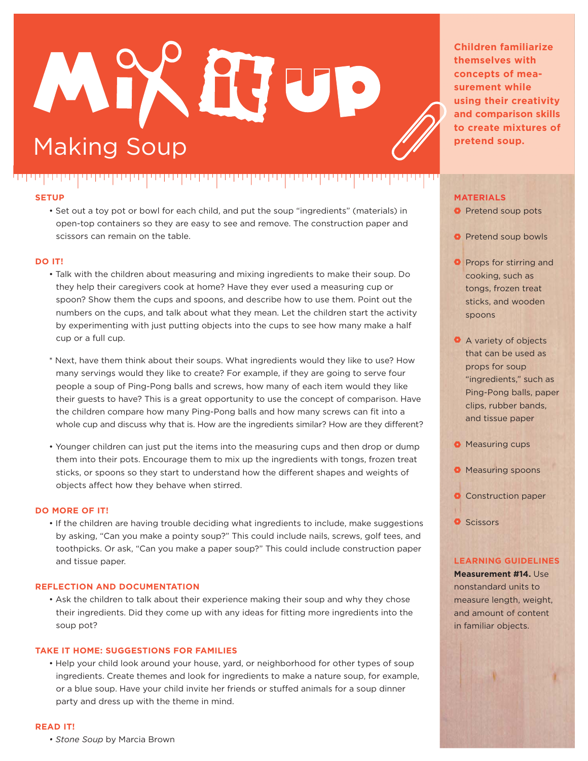# Mix it Up

## Making Soup

**Children familiarize themselves with concepts of measurement while using their creativity and comparison skills to create mixtures of pretend soup.**

### SETUP

- Set out a toy pot or bowl for each child, and put the soup "ingredients" (materials) in open-top containers so they are easy to see and remove. The construction paper and scissors can remain on the table.

### DO IT!

- Talk with the children about measuring and mixing ingredients to make their soup. Do they help their caregivers cook at home? Have they ever used a measuring cup or spoon? Show them the cups and spoons, and describe how to use them. Point out the numbers on the cups, and talk about what they mean. Let the children start the activity by experimenting with just putting objects into the cups to see how many make a half cup or a full cup.

* Next, have them think about their soups. What ingredients would they like to use? How many servings would they like to create? For example, if they are going to serve four people a soup of Ping-Pong balls and screws, how many of each item would they like their guests to have? This is a great opportunity to use the concept of comparison. Have the children compare how many Ping-Pong balls and how many screws can fit into a whole cup and discuss why that is. How are the ingredients similar? How are they different?

- Younger children can just put the items into the measuring cups and then drop or dump them into their pots. Encourage them to mix up the ingredients with tongs, frozen treat sticks, or spoons so they start to understand how the different shapes and weights of objects affect how they behave when stirred.

### DO MORE OF IT!

- If the children are having trouble deciding what ingredients to include, make suggestions by asking, "Can you make a pointy soup?" This could include nails, screws, golf tees, and toothpicks. Or ask, "Can you make a paper soup?" This could include construction paper and tissue paper.

### REFLECTION AND DOCUMENTATION

- Ask the children to talk about their experience making their soup and why they chose their ingredients. Did they come up with any ideas for fitting more ingredients into the soup pot?

### TAKE IT HOME: SUGGESTIONS FOR FAMILIES

- Help your child look around your house, yard, or neighborhood for other types of soup ingredients. Create themes and look for ingredients to make a nature soup, for example, or a blue soup. Have your child invite her friends or stuffed animals for a soup dinner party and dress up with the theme in mind.

### READ IT!

- *Stone Soup* by Marcia Brown

### MATERIALS

- Pretend soup pots
- Pretend soup bowls
- Props for stirring and cooking, such as tongs, frozen treat sticks, and wooden spoons
- A variety of objects that can be used as props for soup "ingredients," such as Ping-Pong balls, paper clips, rubber bands, and tissue paper
- Measuring cups
- Measuring spoons
- Construction paper
- Scissors

### LEARNING GUIDELINES

**Measurement #14.** Use nonstandard units to measure length, weight, and amount of content in familiar objects.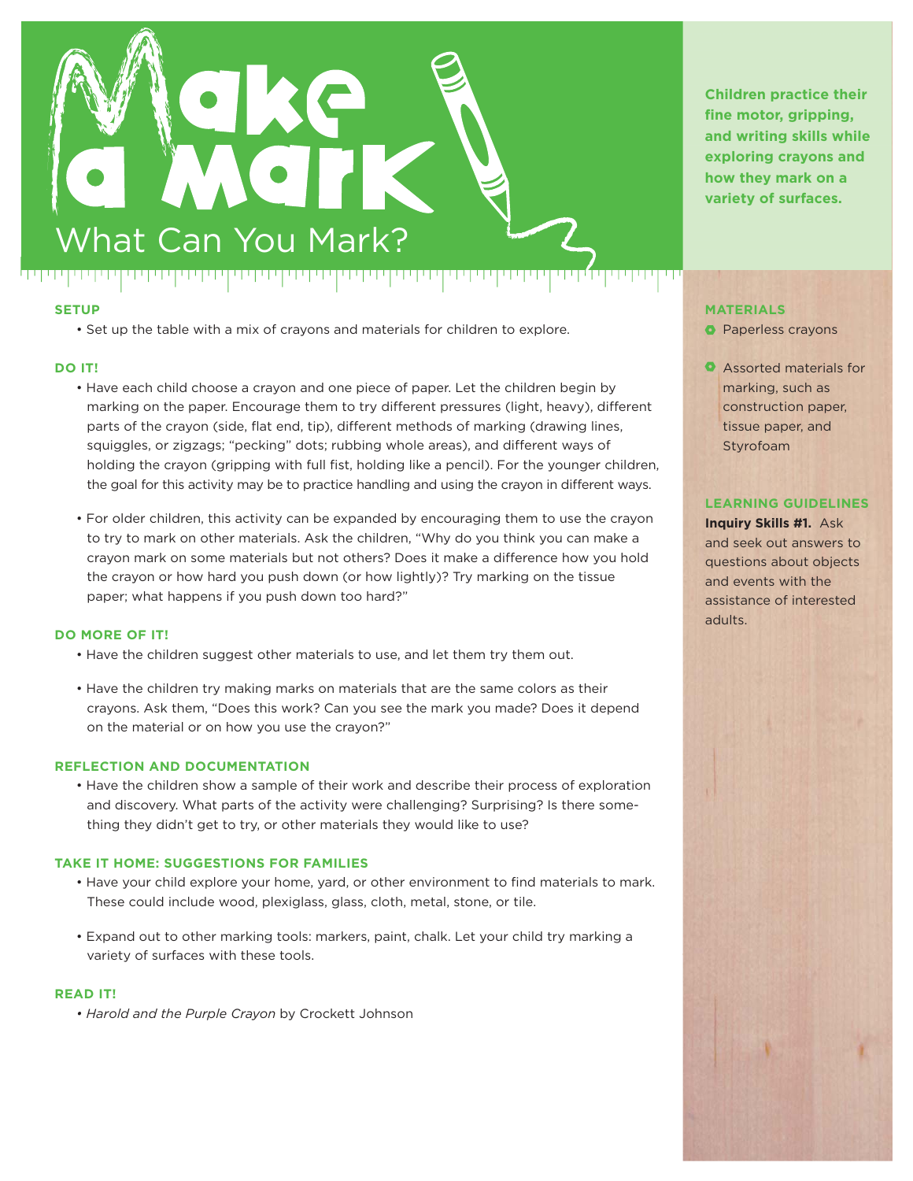# Make a Mark

## What Can You Mark?

**Children practice their fine motor, gripping, and writing skills while exploring crayons and how they mark on a variety of surfaces.**

### MATERIALS

- Paperless crayons
- Assorted materials for marking, such as construction paper, tissue paper, and Styrofoam

### LEARNING GUIDELINES

**Inquiry Skills #1.** Ask and seek out answers to questions about objects and events with the assistance of interested adults.

### SETUP

- Set up the table with a mix of crayons and materials for children to explore.

### DO IT!

- Have each child choose a crayon and one piece of paper. Let the children begin by marking on the paper. Encourage them to try different pressures (light, heavy), different parts of the crayon (side, flat end, tip), different methods of marking (drawing lines, squiggles, or zigzags; "pecking" dots; rubbing whole areas), and different ways of holding the crayon (gripping with full fist, holding like a pencil). For the younger children, the goal for this activity may be to practice handling and using the crayon in different ways.
- For older children, this activity can be expanded by encouraging them to use the crayon to try to mark on other materials. Ask the children, "Why do you think you can make a crayon mark on some materials but not others? Does it make a difference how you hold the crayon or how hard you push down (or how lightly)? Try marking on the tissue paper; what happens if you push down too hard?"

### DO MORE OF IT!

- Have the children suggest other materials to use, and let them try them out.
- Have the children try making marks on materials that are the same colors as their crayons. Ask them, "Does this work? Can you see the mark you made? Does it depend on the material or on how you use the crayon?"

### REFLECTION AND DOCUMENTATION

- Have the children show a sample of their work and describe their process of exploration and discovery. What parts of the activity were challenging? Surprising? Is there something they didn't get to try, or other materials they would like to use?

### TAKE IT HOME: SUGGESTIONS FOR FAMILIES

- Have your child explore your home, yard, or other environment to find materials to mark. These could include wood, plexiglass, glass, cloth, metal, stone, or tile.
- Expand out to other marking tools: markers, paint, chalk. Let your child try marking a variety of surfaces with these tools.

### READ IT!

- *Harold and the Purple Crayon* by Crockett Johnson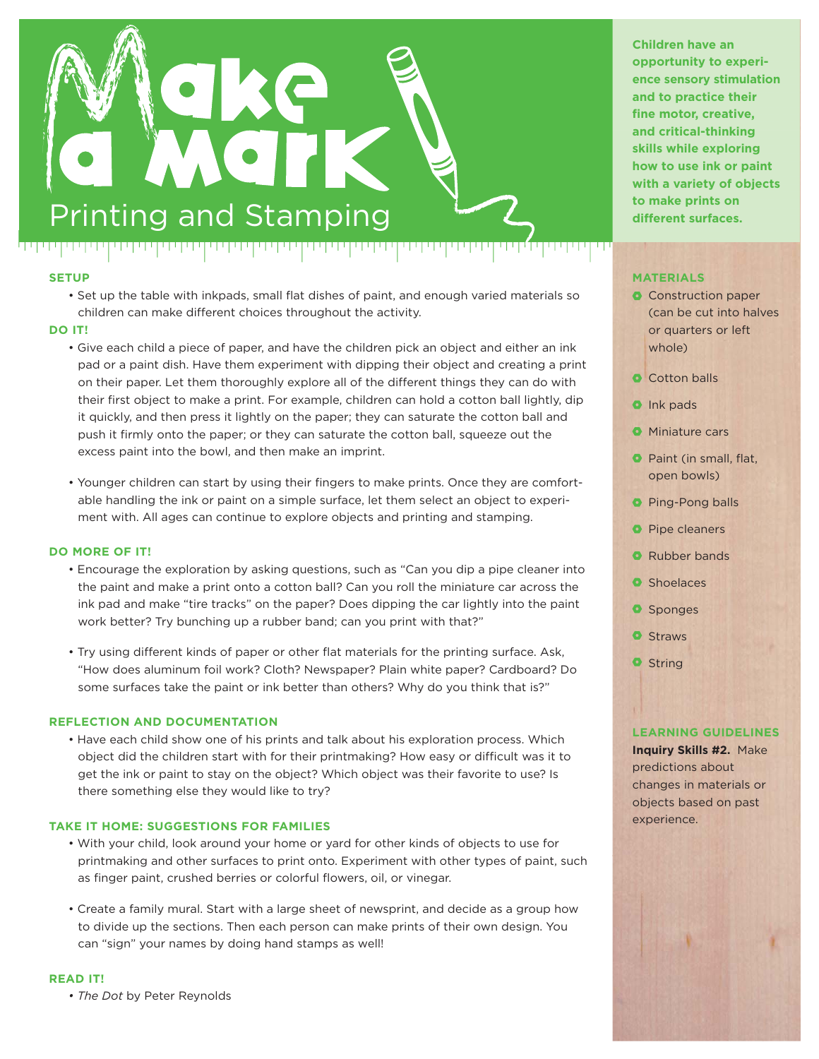# Make a Mark

## Printing and Stamping

**Children have an opportunity to experience sensory stimulation and to practice their fine motor, creative, and critical-thinking skills while exploring how to use ink or paint with a variety of objects to make prints on different surfaces.**

### SETUP

- Set up the table with inkpads, small flat dishes of paint, and enough varied materials so children can make different choices throughout the activity.

### DO IT!

- Give each child a piece of paper, and have the children pick an object and either an ink pad or a paint dish. Have them experiment with dipping their object and creating a print on their paper. Let them thoroughly explore all of the different things they can do with their first object to make a print. For example, children can hold a cotton ball lightly, dip it quickly, and then press it lightly on the paper; they can saturate the cotton ball and push it firmly onto the paper; or they can saturate the cotton ball, squeeze out the excess paint into the bowl, and then make an imprint.

- Younger children can start by using their fingers to make prints. Once they are comfortable handling the ink or paint on a simple surface, let them select an object to experiment with. All ages can continue to explore objects and printing and stamping.

### DO MORE OF IT!

- Encourage the exploration by asking questions, such as "Can you dip a pipe cleaner into the paint and make a print onto a cotton ball? Can you roll the miniature car across the ink pad and make "tire tracks" on the paper? Does dipping the car lightly into the paint work better? Try bunching up a rubber band; can you print with that?"

- Try using different kinds of paper or other flat materials for the printing surface. Ask, "How does aluminum foil work? Cloth? Newspaper? Plain white paper? Cardboard? Do some surfaces take the paint or ink better than others? Why do you think that is?"

### REFLECTION AND DOCUMENTATION

- Have each child show one of his prints and talk about his exploration process. Which object did the children start with for their printmaking? How easy or difficult was it to get the ink or paint to stay on the object? Which object was their favorite to use? Is there something else they would like to try?

### TAKE IT HOME: SUGGESTIONS FOR FAMILIES

- With your child, look around your home or yard for other kinds of objects to use for printmaking and other surfaces to print onto. Experiment with other types of paint, such as finger paint, crushed berries or colorful flowers, oil, or vinegar.

- Create a family mural. Start with a large sheet of newsprint, and decide as a group how to divide up the sections. Then each person can make prints of their own design. You can "sign" your names by doing hand stamps as well!

### READ IT!

- *The Dot* by Peter Reynolds

### MATERIALS

- Construction paper (can be cut into halves or quarters or left whole)
- Cotton balls
- Ink pads
- Miniature cars
- Paint (in small, flat, open bowls)
- Ping-Pong balls
- Pipe cleaners
- Rubber bands
- Shoelaces
- Sponges
- Straws
- String

### LEARNING GUIDELINES

**Inquiry Skills #2.** Make predictions about changes in materials or objects based on past experience.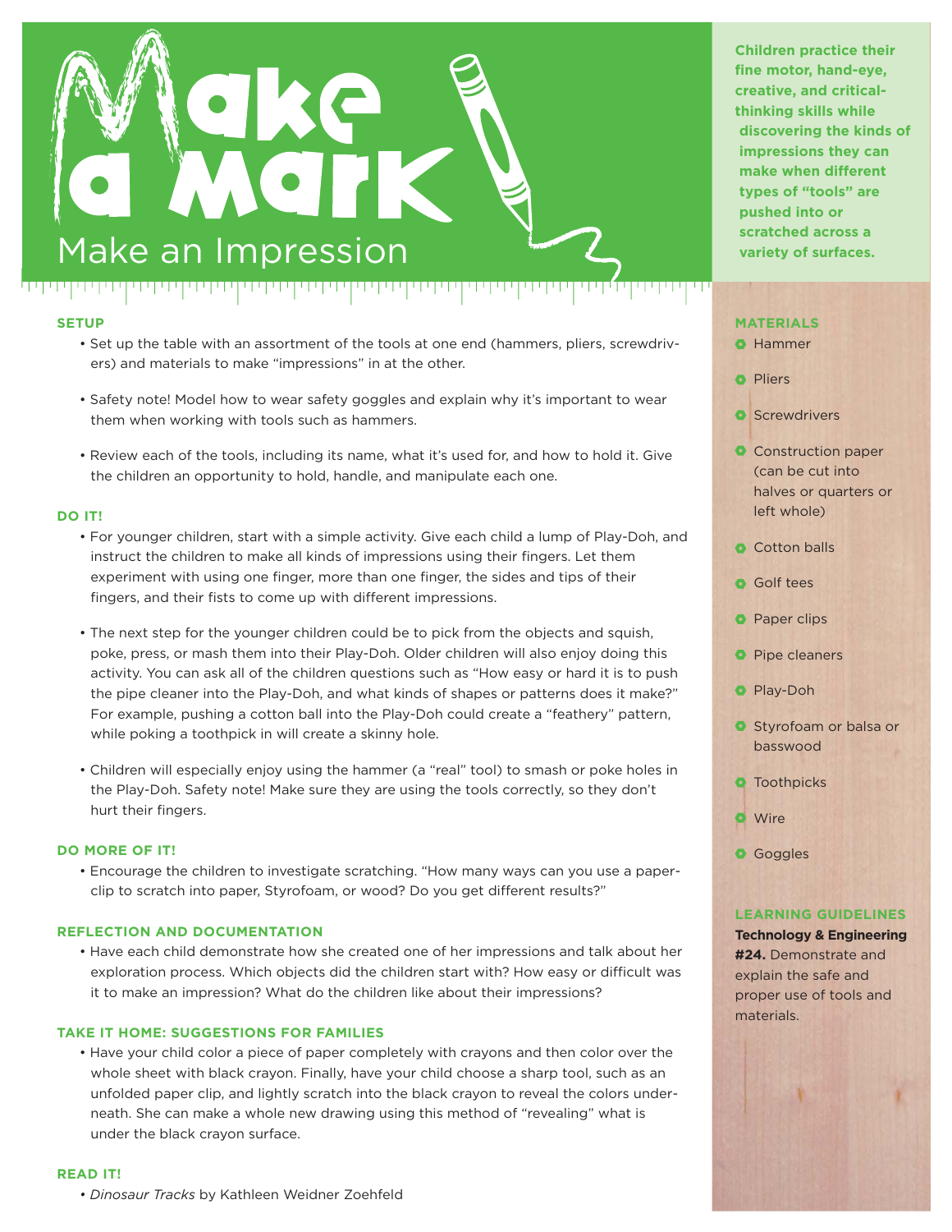# Make a Mark

## Make an Impression

**Children practice their fine motor, hand-eye, creative, and critical-thinking skills while discovering the kinds of impressions they can make when different types of "tools" are pushed into or scratched across a variety of surfaces.**

### SETUP

- Set up the table with an assortment of the tools at one end (hammers, pliers, screwdrivers) and materials to make "impressions" in at the other.
- Safety note! Model how to wear safety goggles and explain why it's important to wear them when working with tools such as hammers.
- Review each of the tools, including its name, what it's used for, and how to hold it. Give the children an opportunity to hold, handle, and manipulate each one.

### DO IT!

- For younger children, start with a simple activity. Give each child a lump of Play-Doh, and instruct the children to make all kinds of impressions using their fingers. Let them experiment with using one finger, more than one finger, the sides and tips of their fingers, and their fists to come up with different impressions.
- The next step for the younger children could be to pick from the objects and squish, poke, press, or mash them into their Play-Doh. Older children will also enjoy doing this activity. You can ask all of the children questions such as "How easy or hard it is to push the pipe cleaner into the Play-Doh, and what kinds of shapes or patterns does it make?" For example, pushing a cotton ball into the Play-Doh could create a "feathery" pattern, while poking a toothpick in will create a skinny hole.
- Children will especially enjoy using the hammer (a "real" tool) to smash or poke holes in the Play-Doh. Safety note! Make sure they are using the tools correctly, so they don't hurt their fingers.

### DO MORE OF IT!

- Encourage the children to investigate scratching. "How many ways can you use a paperclip to scratch into paper, Styrofoam, or wood? Do you get different results?"

### REFLECTION AND DOCUMENTATION

- Have each child demonstrate how she created one of her impressions and talk about her exploration process. Which objects did the children start with? How easy or difficult was it to make an impression? What do the children like about their impressions?

### TAKE IT HOME: SUGGESTIONS FOR FAMILIES

- Have your child color a piece of paper completely with crayons and then color over the whole sheet with black crayon. Finally, have your child choose a sharp tool, such as an unfolded paper clip, and lightly scratch into the black crayon to reveal the colors underneath. She can make a whole new drawing using this method of "revealing" what is under the black crayon surface.

### READ IT!

- *Dinosaur Tracks* by Kathleen Weidner Zoehfeld

### MATERIALS

- Hammer
- Pliers
- Screwdrivers
- Construction paper (can be cut into halves or quarters or left whole)
- Cotton balls
- Golf tees
- Paper clips
- Pipe cleaners
- Play-Doh
- Styrofoam or balsa or basswood
- Toothpicks
- Wire
- Goggles

### LEARNING GUIDELINES

**Technology & Engineering #24.** Demonstrate and explain the safe and proper use of tools and materials.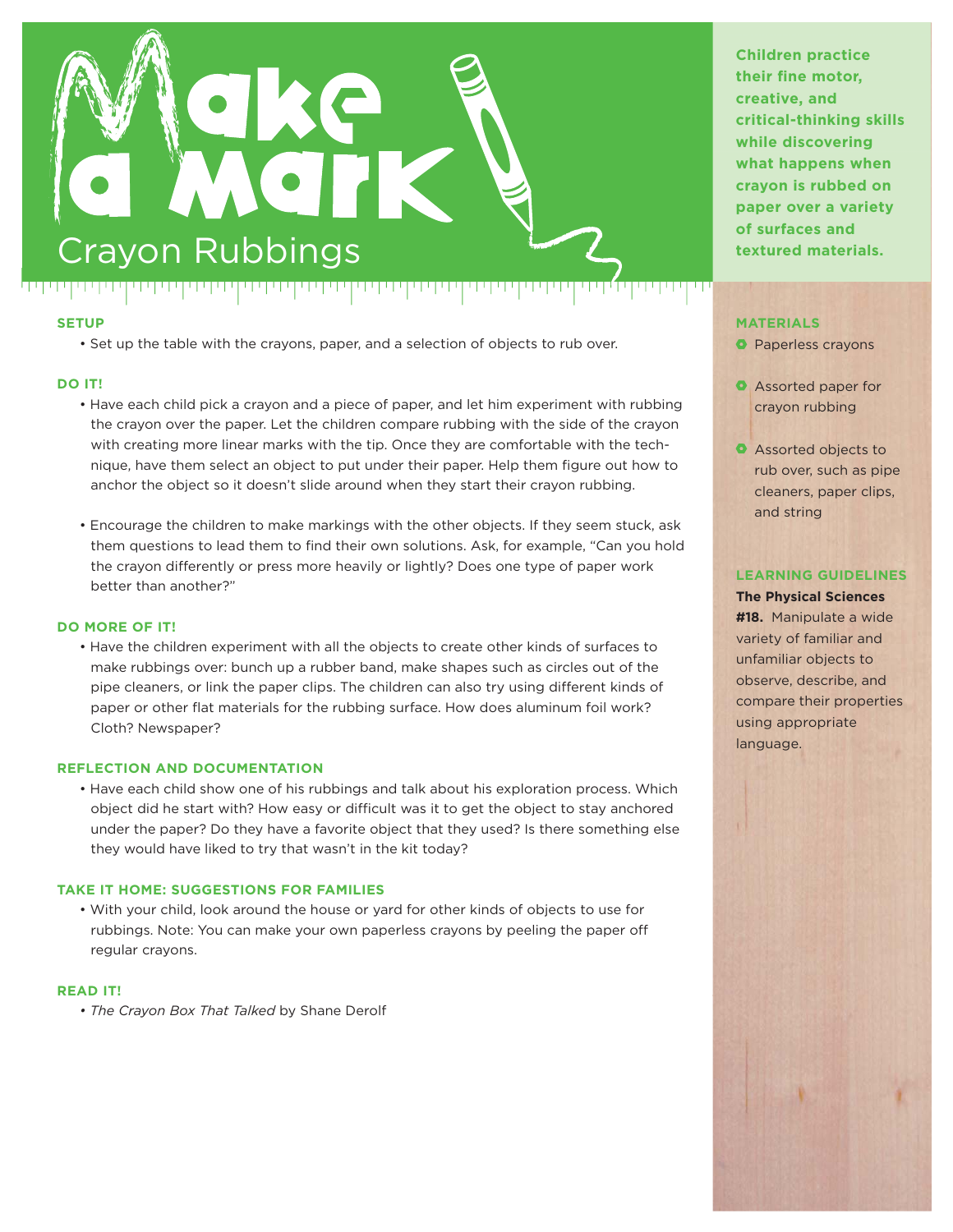# Make a Mark

## Crayon Rubbings

**Children practice their fine motor, creative, and critical-thinking skills while discovering what happens when crayon is rubbed on paper over a variety of surfaces and textured materials.**

### SETUP

- Set up the table with the crayons, paper, and a selection of objects to rub over.

### DO IT!

- Have each child pick a crayon and a piece of paper, and let him experiment with rubbing the crayon over the paper. Let the children compare rubbing with the side of the crayon with creating more linear marks with the tip. Once they are comfortable with the technique, have them select an object to put under their paper. Help them figure out how to anchor the object so it doesn't slide around when they start their crayon rubbing.
- Encourage the children to make markings with the other objects. If they seem stuck, ask them questions to lead them to find their own solutions. Ask, for example, "Can you hold the crayon differently or press more heavily or lightly? Does one type of paper work better than another?"

### DO MORE OF IT!

- Have the children experiment with all the objects to create other kinds of surfaces to make rubbings over: bunch up a rubber band, make shapes such as circles out of the pipe cleaners, or link the paper clips. The children can also try using different kinds of paper or other flat materials for the rubbing surface. How does aluminum foil work? Cloth? Newspaper?

### REFLECTION AND DOCUMENTATION

- Have each child show one of his rubbings and talk about his exploration process. Which object did he start with? How easy or difficult was it to get the object to stay anchored under the paper? Do they have a favorite object that they used? Is there something else they would have liked to try that wasn't in the kit today?

### TAKE IT HOME: SUGGESTIONS FOR FAMILIES

- With your child, look around the house or yard for other kinds of objects to use for rubbings. Note: You can make your own paperless crayons by peeling the paper off regular crayons.

### READ IT!

- *The Crayon Box That Talked* by Shane Derolf

### MATERIALS

- Paperless crayons
- Assorted paper for crayon rubbing
- Assorted objects to rub over, such as pipe cleaners, paper clips, and string

### LEARNING GUIDELINES

**The Physical Sciences**

**#18.** Manipulate a wide variety of familiar and unfamiliar objects to observe, describe, and compare their properties using appropriate language.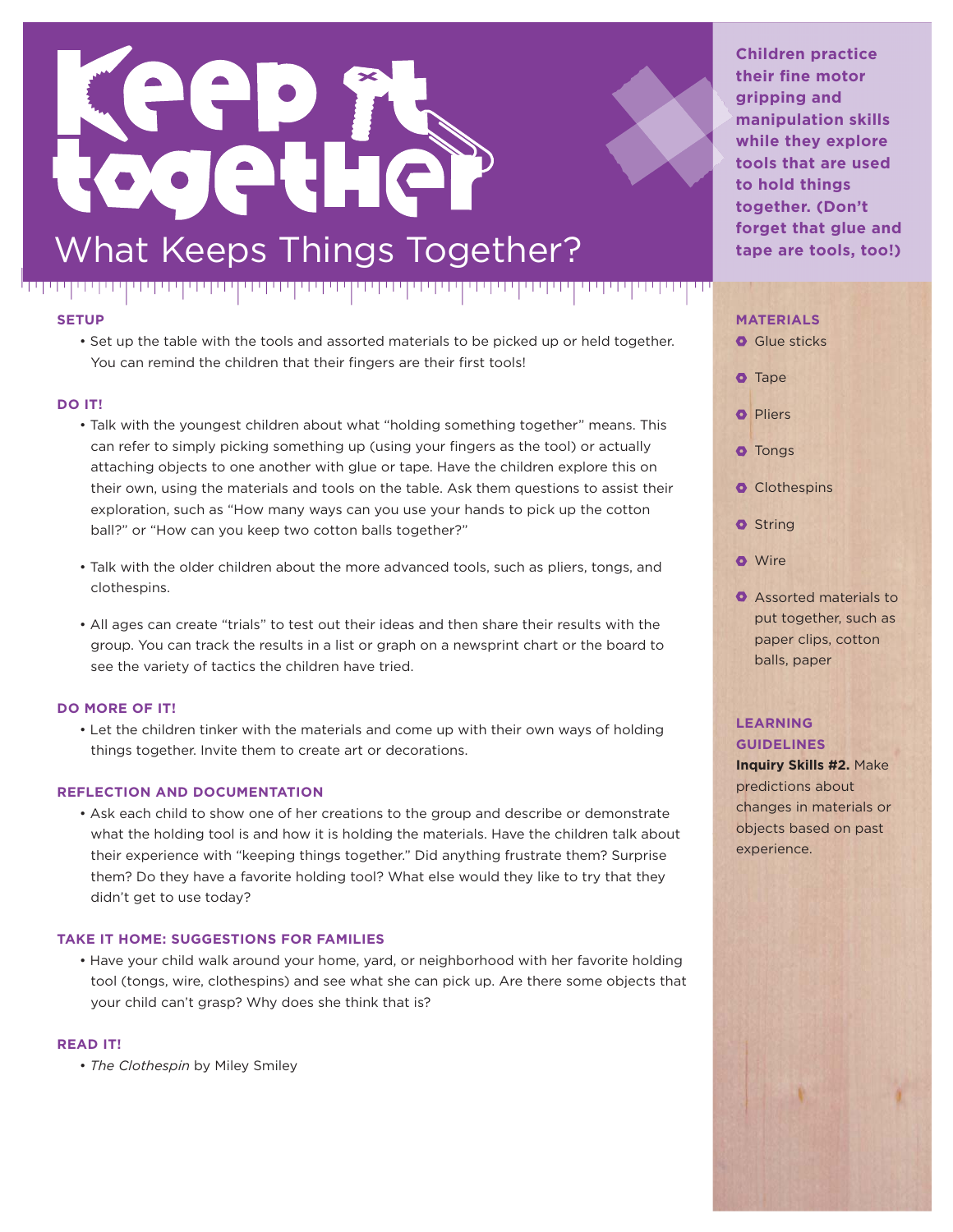# Keep It Together

## What Keeps Things Together?

**Children practice their fine motor gripping and manipulation skills while they explore tools that are used to hold things together. (Don't forget that glue and tape are tools, too!)**

### SETUP

- Set up the table with the tools and assorted materials to be picked up or held together. You can remind the children that their fingers are their first tools!

### DO IT!

- Talk with the youngest children about what "holding something together" means. This can refer to simply picking something up (using your fingers as the tool) or actually attaching objects to one another with glue or tape. Have the children explore this on their own, using the materials and tools on the table. Ask them questions to assist their exploration, such as "How many ways can you use your hands to pick up the cotton ball?" or "How can you keep two cotton balls together?"
- Talk with the older children about the more advanced tools, such as pliers, tongs, and clothespins.
- All ages can create "trials" to test out their ideas and then share their results with the group. You can track the results in a list or graph on a newsprint chart or the board to see the variety of tactics the children have tried.

### DO MORE OF IT!

- Let the children tinker with the materials and come up with their own ways of holding things together. Invite them to create art or decorations.

### REFLECTION AND DOCUMENTATION

- Ask each child to show one of her creations to the group and describe or demonstrate what the holding tool is and how it is holding the materials. Have the children talk about their experience with "keeping things together." Did anything frustrate them? Surprise them? Do they have a favorite holding tool? What else would they like to try that they didn't get to use today?

### TAKE IT HOME: SUGGESTIONS FOR FAMILIES

- Have your child walk around your home, yard, or neighborhood with her favorite holding tool (tongs, wire, clothespins) and see what she can pick up. Are there some objects that your child can't grasp? Why does she think that is?

### READ IT!

- *The Clothespin* by Miley Smiley

### MATERIALS

- Glue sticks
- Tape
- Pliers
- Tongs
- Clothespins
- String
- Wire
- Assorted materials to put together, such as paper clips, cotton balls, paper

### LEARNING GUIDELINES

**Inquiry Skills #2.** Make predictions about changes in materials or objects based on past experience.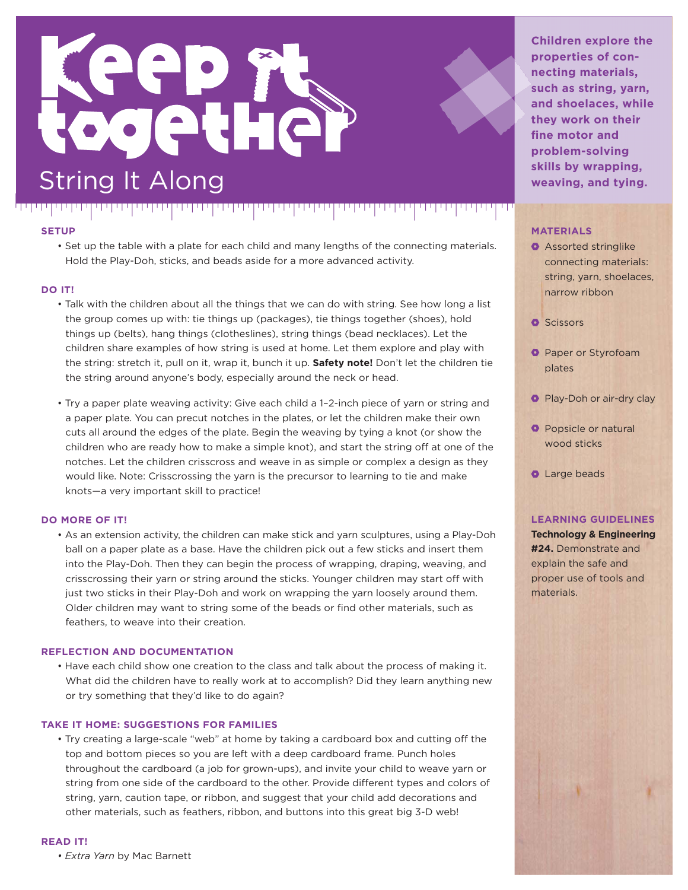# Keep It Together

## String It Along

**Children explore the properties of connecting materials, such as string, yarn, and shoelaces, while they work on their fine motor and problem-solving skills by wrapping, weaving, and tying.**

### MATERIALS

- Assorted stringlike connecting materials: string, yarn, shoelaces, narrow ribbon
- Scissors
- Paper or Styrofoam plates
- Play-Doh or air-dry clay
- Popsicle or natural wood sticks
- Large beads

### LEARNING GUIDELINES

**Technology & Engineering #24.** Demonstrate and explain the safe and proper use of tools and materials.

### SETUP

- Set up the table with a plate for each child and many lengths of the connecting materials. Hold the Play-Doh, sticks, and beads aside for a more advanced activity.

### DO IT!

- Talk with the children about all the things that we can do with string. See how long a list the group comes up with: tie things up (packages), tie things together (shoes), hold things up (belts), hang things (clotheslines), string things (bead necklaces). Let the children share examples of how string is used at home. Let them explore and play with the string: stretch it, pull on it, wrap it, bunch it up. **Safety note!** Don't let the children tie the string around anyone's body, especially around the neck or head.
- Try a paper plate weaving activity: Give each child a 1–2-inch piece of yarn or string and a paper plate. You can precut notches in the plates, or let the children make their own cuts all around the edges of the plate. Begin the weaving by tying a knot (or show the children who are ready how to make a simple knot), and start the string off at one of the notches. Let the children crisscross and weave in as simple or complex a design as they would like. Note: Crisscrossing the yarn is the precursor to learning to tie and make knots—a very important skill to practice!

### DO MORE OF IT!

- As an extension activity, the children can make stick and yarn sculptures, using a Play-Doh ball on a paper plate as a base. Have the children pick out a few sticks and insert them into the Play-Doh. Then they can begin the process of wrapping, draping, weaving, and crisscrossing their yarn or string around the sticks. Younger children may start off with just two sticks in their Play-Doh and work on wrapping the yarn loosely around them. Older children may want to string some of the beads or find other materials, such as feathers, to weave into their creation.

### REFLECTION AND DOCUMENTATION

- Have each child show one creation to the class and talk about the process of making it. What did the children have to really work at to accomplish? Did they learn anything new or try something that they'd like to do again?

### TAKE IT HOME: SUGGESTIONS FOR FAMILIES

- Try creating a large-scale "web" at home by taking a cardboard box and cutting off the top and bottom pieces so you are left with a deep cardboard frame. Punch holes throughout the cardboard (a job for grown-ups), and invite your child to weave yarn or string from one side of the cardboard to the other. Provide different types and colors of string, yarn, caution tape, or ribbon, and suggest that your child add decorations and other materials, such as feathers, ribbon, and buttons into this great big 3-D web!

### READ IT!

- *Extra Yarn* by Mac Barnett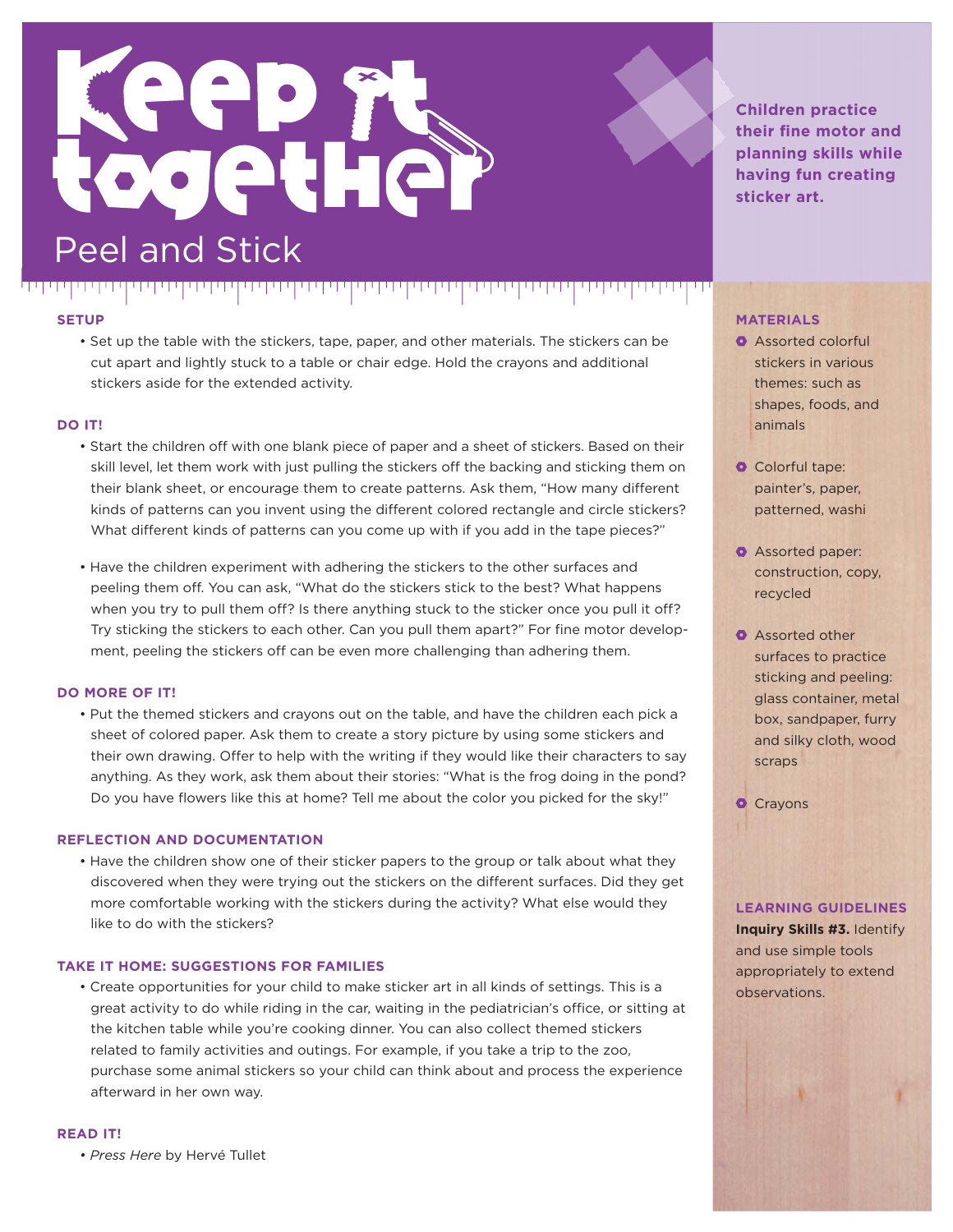# Keep It Together

## Peel and Stick

**Children practice their fine motor and planning skills while having fun creating sticker art.**

### SETUP

- Set up the table with the stickers, tape, paper, and other materials. The stickers can be cut apart and lightly stuck to a table or chair edge. Hold the crayons and additional stickers aside for the extended activity.

### DO IT!

- Start the children off with one blank piece of paper and a sheet of stickers. Based on their skill level, let them work with just pulling the stickers off the backing and sticking them on their blank sheet, or encourage them to create patterns. Ask them, "How many different kinds of patterns can you invent using the different colored rectangle and circle stickers? What different kinds of patterns can you come up with if you add in the tape pieces?"
- Have the children experiment with adhering the stickers to the other surfaces and peeling them off. You can ask, "What do the stickers stick to the best? What happens when you try to pull them off? Is there anything stuck to the sticker once you pull it off? Try sticking the stickers to each other. Can you pull them apart?" For fine motor development, peeling the stickers off can be even more challenging than adhering them.

### DO MORE OF IT!

- Put the themed stickers and crayons out on the table, and have the children each pick a sheet of colored paper. Ask them to create a story picture by using some stickers and their own drawing. Offer to help with the writing if they would like their characters to say anything. As they work, ask them about their stories: "What is the frog doing in the pond? Do you have flowers like this at home? Tell me about the color you picked for the sky!"

### REFLECTION AND DOCUMENTATION

- Have the children show one of their sticker papers to the group or talk about what they discovered when they were trying out the stickers on the different surfaces. Did they get more comfortable working with the stickers during the activity? What else would they like to do with the stickers?

### TAKE IT HOME: SUGGESTIONS FOR FAMILIES

- Create opportunities for your child to make sticker art in all kinds of settings. This is a great activity to do while riding in the car, waiting in the pediatrician's office, or sitting at the kitchen table while you're cooking dinner. You can also collect themed stickers related to family activities and outings. For example, if you take a trip to the zoo, purchase some animal stickers so your child can think about and process the experience afterward in her own way.

### READ IT!

- *Press Here* by Hervé Tullet

### MATERIALS

- Assorted colorful stickers in various themes: such as shapes, foods, and animals
- Colorful tape: painter's, paper, patterned, washi
- Assorted paper: construction, copy, recycled
- Assorted other surfaces to practice sticking and peeling: glass container, metal box, sandpaper, furry and silky cloth, wood scraps
- Crayons

### LEARNING GUIDELINES

**Inquiry Skills #3.** Identify and use simple tools appropriately to extend observations.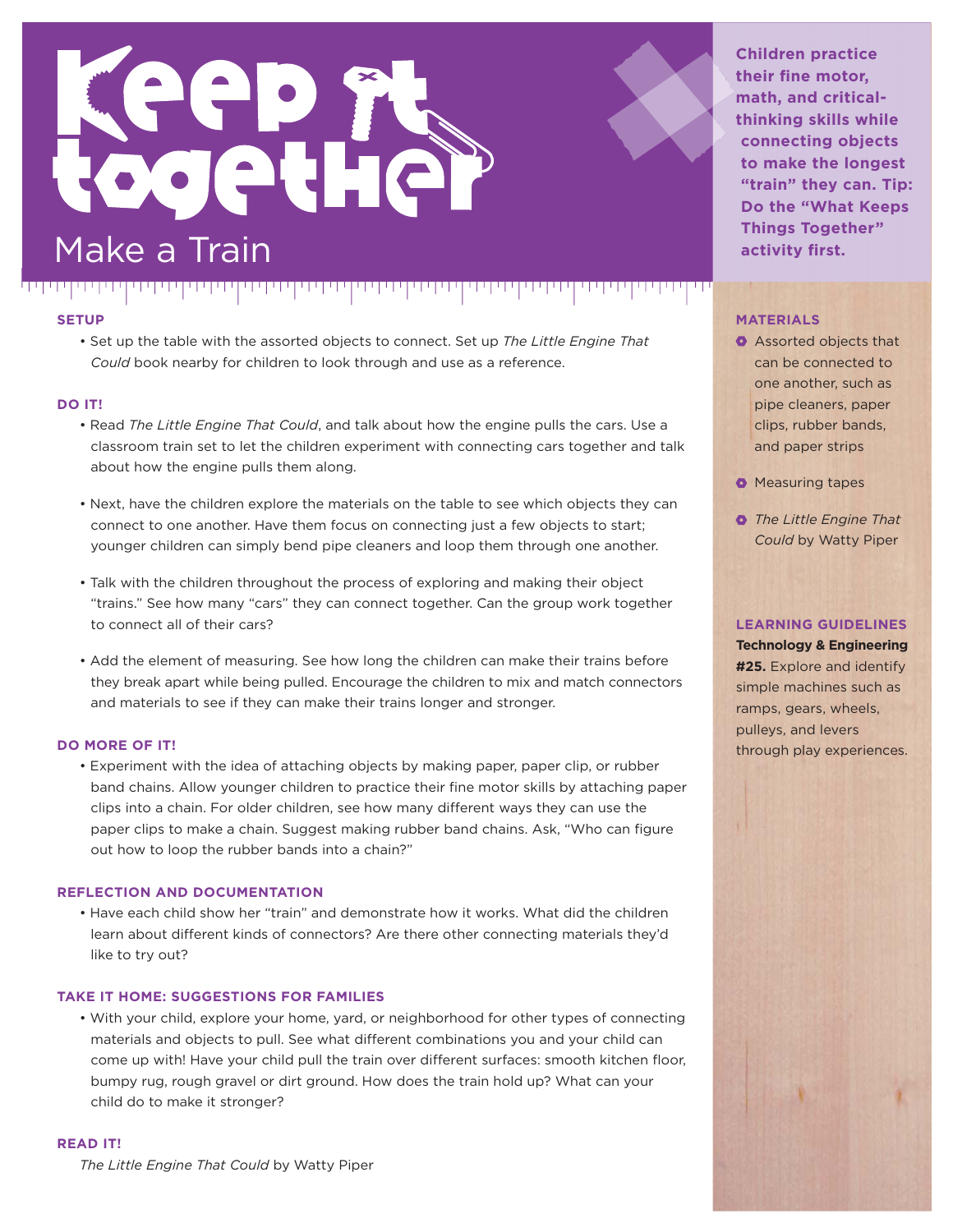# Keep It Together

## Make a Train

**Children practice their fine motor, math, and critical-thinking skills while connecting objects to make the longest "train" they can. Tip: Do the "What Keeps Things Together" activity first.**

### MATERIALS

- Assorted objects that can be connected to one another, such as pipe cleaners, paper clips, rubber bands, and paper strips
- Measuring tapes
- *The Little Engine That Could* by Watty Piper

### LEARNING GUIDELINES

**Technology & Engineering #25.** Explore and identify simple machines such as ramps, gears, wheels, pulleys, and levers through play experiences.

### SETUP

- Set up the table with the assorted objects to connect. Set up *The Little Engine That Could* book nearby for children to look through and use as a reference.

### DO IT!

- Read *The Little Engine That Could*, and talk about how the engine pulls the cars. Use a classroom train set to let the children experiment with connecting cars together and talk about how the engine pulls them along.
- Next, have the children explore the materials on the table to see which objects they can connect to one another. Have them focus on connecting just a few objects to start; younger children can simply bend pipe cleaners and loop them through one another.
- Talk with the children throughout the process of exploring and making their object "trains." See how many "cars" they can connect together. Can the group work together to connect all of their cars?
- Add the element of measuring. See how long the children can make their trains before they break apart while being pulled. Encourage the children to mix and match connectors and materials to see if they can make their trains longer and stronger.

### DO MORE OF IT!

- Experiment with the idea of attaching objects by making paper, paper clip, or rubber band chains. Allow younger children to practice their fine motor skills by attaching paper clips into a chain. For older children, see how many different ways they can use the paper clips to make a chain. Suggest making rubber band chains. Ask, "Who can figure out how to loop the rubber bands into a chain?"

### REFLECTION AND DOCUMENTATION

- Have each child show her "train" and demonstrate how it works. What did the children learn about different kinds of connectors? Are there other connecting materials they'd like to try out?

### TAKE IT HOME: SUGGESTIONS FOR FAMILIES

- With your child, explore your home, yard, or neighborhood for other types of connecting materials and objects to pull. See what different combinations you and your child can come up with! Have your child pull the train over different surfaces: smooth kitchen floor, bumpy rug, rough gravel or dirt ground. How does the train hold up? What can your child do to make it stronger?

### READ IT!

*The Little Engine That Could* by Watty Piper